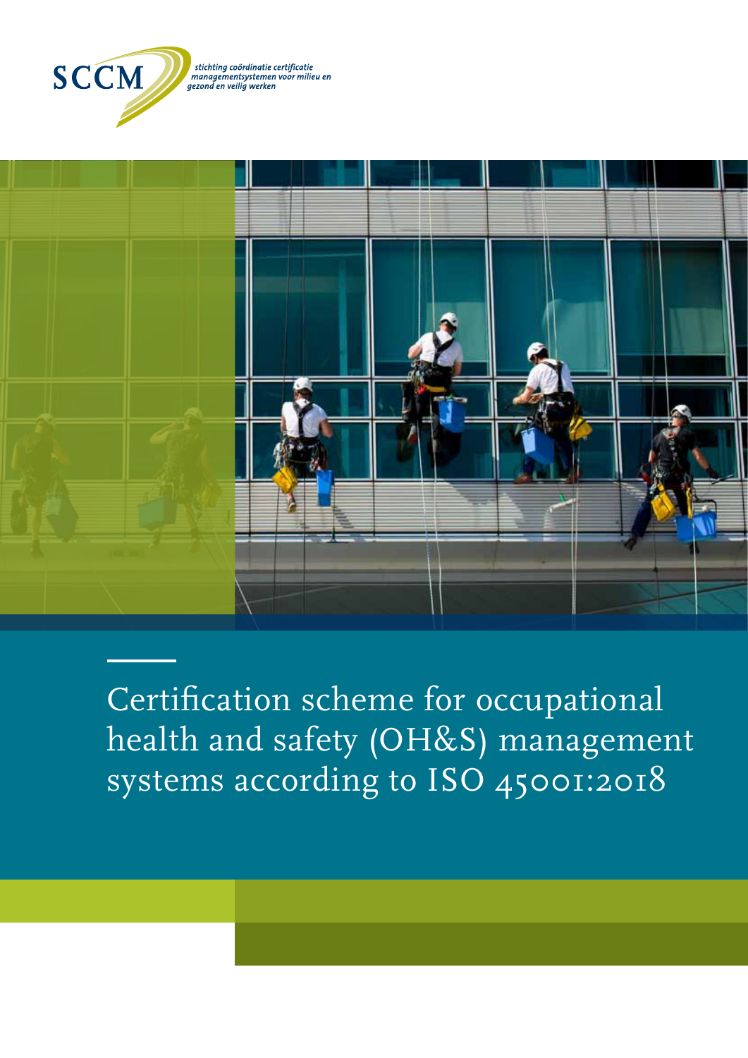SCCM

*stichting coördinatie certificatie managementsystemen voor milieu en gezond en veilig werken*

# Certification scheme for occupational health and safety (OH&S) management systems according to ISO 45001:2018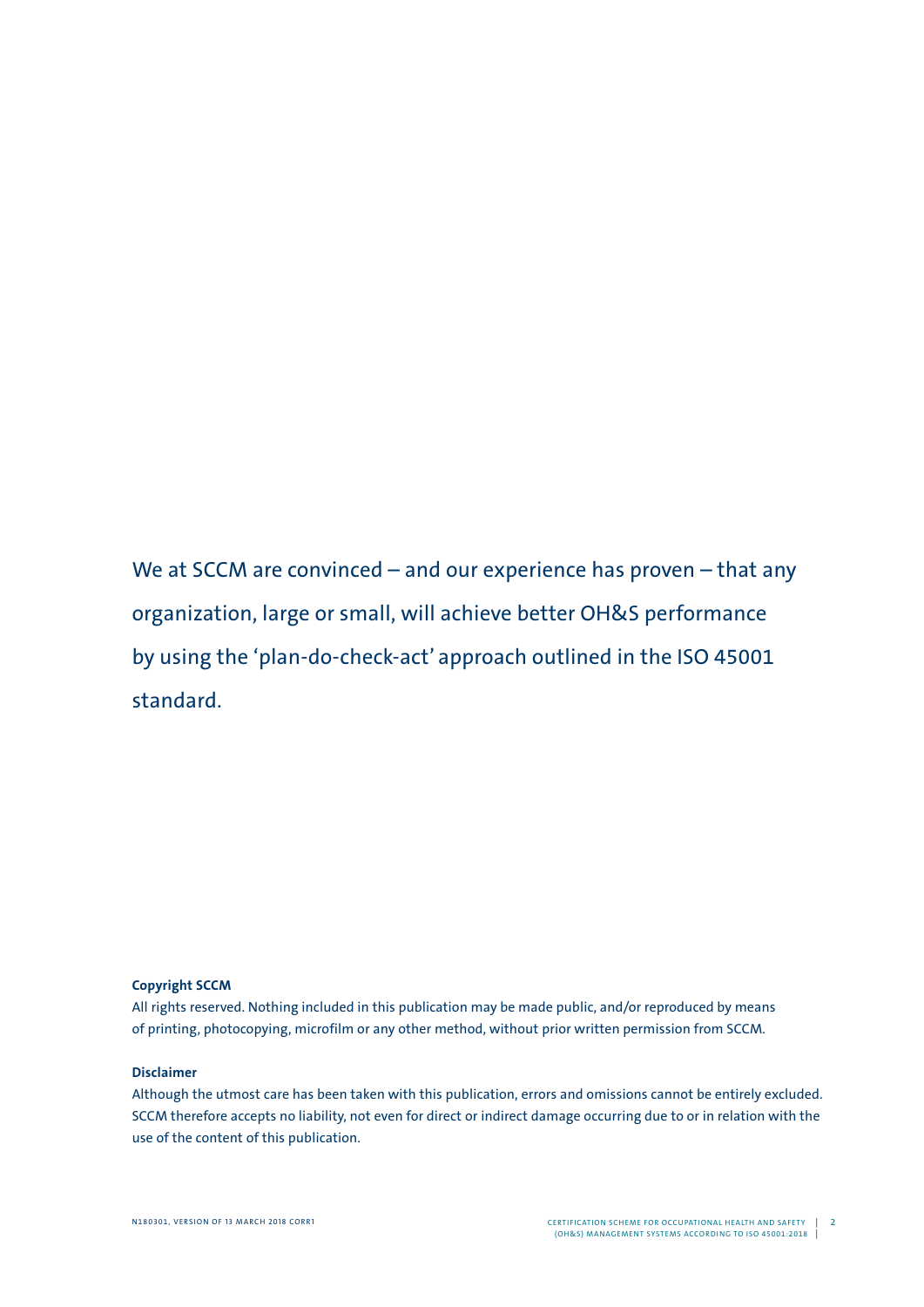We at SCCM are convinced – and our experience has proven – that any organization, large or small, will achieve better OH&S performance by using the 'plan-do-check-act' approach outlined in the ISO 45001 standard.

**Copyright SCCM**

All rights reserved. Nothing included in this publication may be made public, and/or reproduced by means of printing, photocopying, microfilm or any other method, without prior written permission from SCCM.

**Disclaimer**

Although the utmost care has been taken with this publication, errors and omissions cannot be entirely excluded. SCCM therefore accepts no liability, not even for direct or indirect damage occurring due to or in relation with the use of the content of this publication.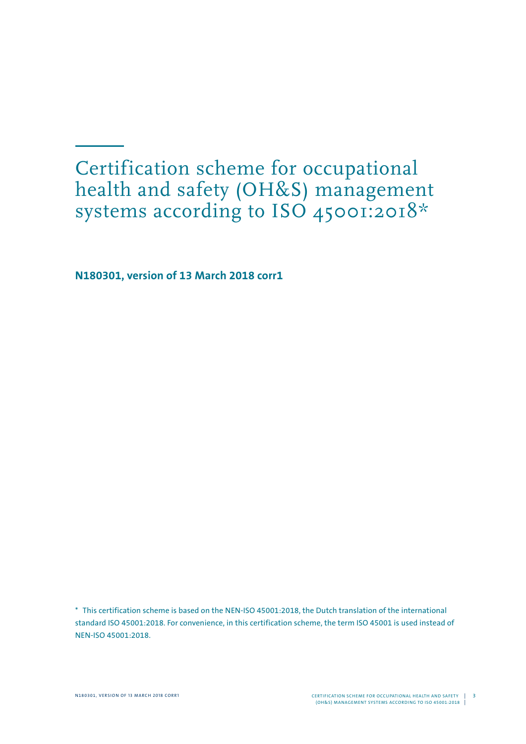# Certification scheme for occupational health and safety (OH&S) management systems according to ISO 45001:2018*

**N180301, version of 13 March 2018 corr1**

* This certification scheme is based on the NEN-ISO 45001:2018, the Dutch translation of the international standard ISO 45001:2018. For convenience, in this certification scheme, the term ISO 45001 is used instead of NEN-ISO 45001:2018.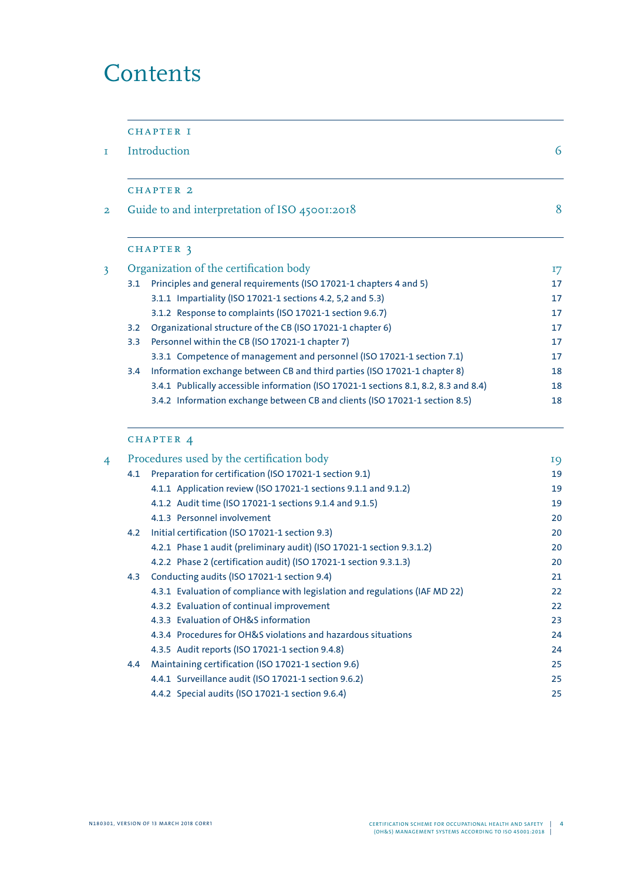# Contents

CHAPTER 1

1 Introduction 6

CHAPTER 2

2 Guide to and interpretation of ISO 45001:2018 8

CHAPTER 3

3 Organization of the certification body 17

- 3.1 Principles and general requirements (ISO 17021-1 chapters 4 and 5) 17
  - 3.1.1 Impartiality (ISO 17021-1 sections 4.2, 5,2 and 5.3) 17
  - 3.1.2 Response to complaints (ISO 17021-1 section 9.6.7) 17
- 3.2 Organizational structure of the CB (ISO 17021-1 chapter 6) 17
- 3.3 Personnel within the CB (ISO 17021-1 chapter 7) 17
  - 3.3.1 Competence of management and personnel (ISO 17021-1 section 7.1) 17
- 3.4 Information exchange between CB and third parties (ISO 17021-1 chapter 8) 18
  - 3.4.1 Publically accessible information (ISO 17021-1 sections 8.1, 8.2, 8.3 and 8.4) 18
  - 3.4.2 Information exchange between CB and clients (ISO 17021-1 section 8.5) 18

CHAPTER 4

4 Procedures used by the certification body 19

- 4.1 Preparation for certification (ISO 17021-1 section 9.1) 19
  - 4.1.1 Application review (ISO 17021-1 sections 9.1.1 and 9.1.2) 19
  - 4.1.2 Audit time (ISO 17021-1 sections 9.1.4 and 9.1.5) 19
  - 4.1.3 Personnel involvement 20
- 4.2 Initial certification (ISO 17021-1 section 9.3) 20
  - 4.2.1 Phase 1 audit (preliminary audit) (ISO 17021-1 section 9.3.1.2) 20
  - 4.2.2 Phase 2 (certification audit) (ISO 17021-1 section 9.3.1.3) 20
- 4.3 Conducting audits (ISO 17021-1 section 9.4) 21
  - 4.3.1 Evaluation of compliance with legislation and regulations (IAF MD 22) 22
  - 4.3.2 Evaluation of continual improvement 22
  - 4.3.3 Evaluation of OH&S information 23
  - 4.3.4 Procedures for OH&S violations and hazardous situations 24
  - 4.3.5 Audit reports (ISO 17021-1 section 9.4.8) 24
- 4.4 Maintaining certification (ISO 17021-1 section 9.6) 25
  - 4.4.1 Surveillance audit (ISO 17021-1 section 9.6.2) 25
  - 4.4.2 Special audits (ISO 17021-1 section 9.6.4) 25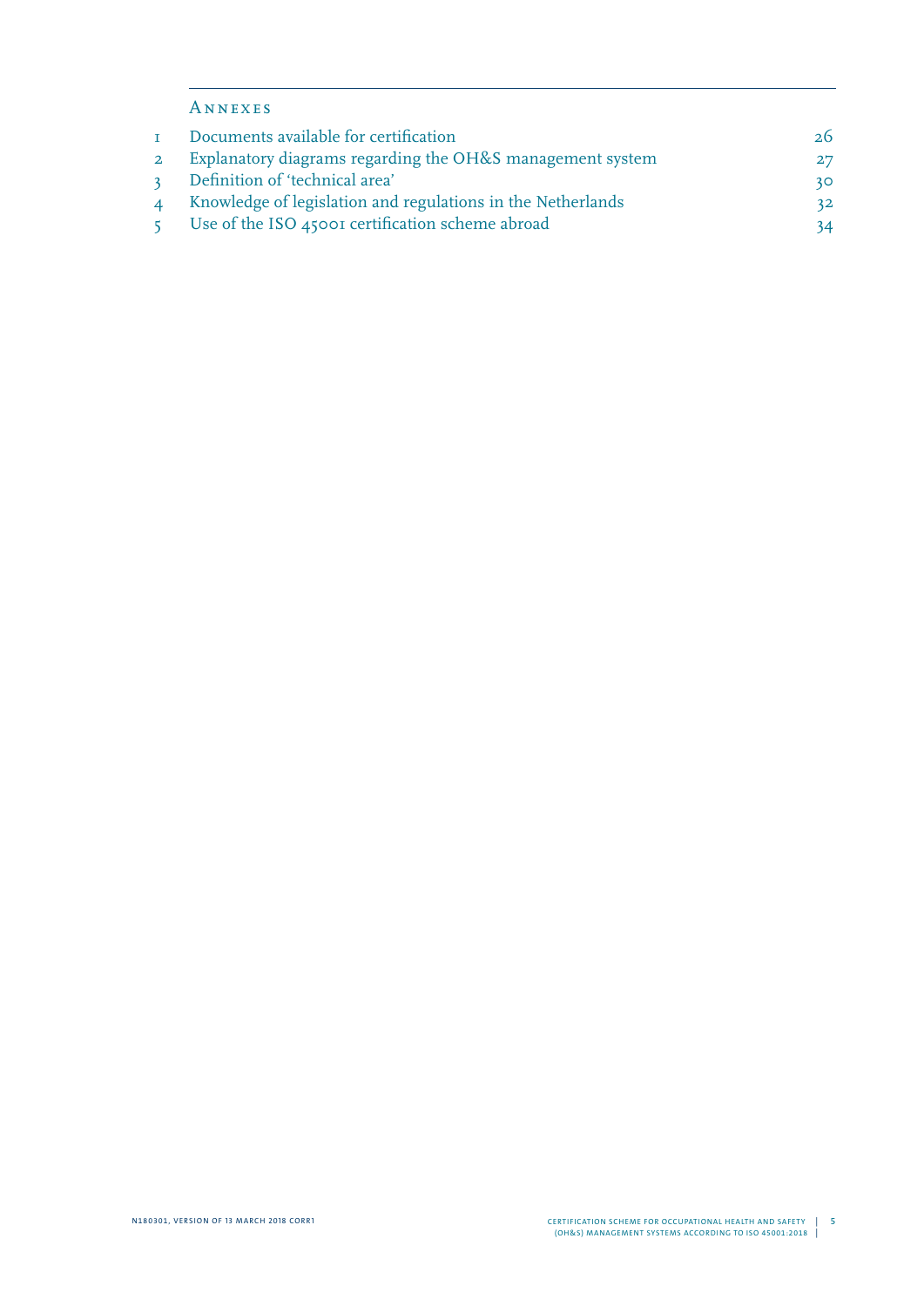## Annexes

| | | |
|---|---|---|
| 1 | Documents available for certification | 26 |
| 2 | Explanatory diagrams regarding the OH&S management system | 27 |
| 3 | Definition of 'technical area' | 30 |
| 4 | Knowledge of legislation and regulations in the Netherlands | 32 |
| 5 | Use of the ISO 45001 certification scheme abroad | 34 |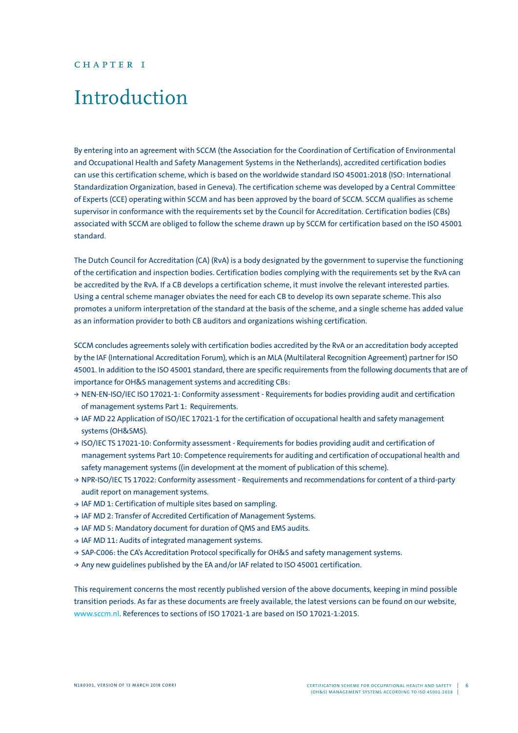CHAPTER I

# Introduction

By entering into an agreement with SCCM (the Association for the Coordination of Certification of Environmental and Occupational Health and Safety Management Systems in the Netherlands), accredited certification bodies can use this certification scheme, which is based on the worldwide standard ISO 45001:2018 (ISO: International Standardization Organization, based in Geneva). The certification scheme was developed by a Central Committee of Experts (CCE) operating within SCCM and has been approved by the board of SCCM. SCCM qualifies as scheme supervisor in conformance with the requirements set by the Council for Accreditation. Certification bodies (CBs) associated with SCCM are obliged to follow the scheme drawn up by SCCM for certification based on the ISO 45001 standard.

The Dutch Council for Accreditation (CA) (RvA) is a body designated by the government to supervise the functioning of the certification and inspection bodies. Certification bodies complying with the requirements set by the RvA can be accredited by the RvA. If a CB develops a certification scheme, it must involve the relevant interested parties. Using a central scheme manager obviates the need for each CB to develop its own separate scheme. This also promotes a uniform interpretation of the standard at the basis of the scheme, and a single scheme has added value as an information provider to both CB auditors and organizations wishing certification.

SCCM concludes agreements solely with certification bodies accredited by the RvA or an accreditation body accepted by the IAF (International Accreditation Forum), which is an MLA (Multilateral Recognition Agreement) partner for ISO 45001. In addition to the ISO 45001 standard, there are specific requirements from the following documents that are of importance for OH&S management systems and accrediting CBs:

- NEN-EN-ISO/IEC ISO 17021-1: Conformity assessment - Requirements for bodies providing audit and certification of management systems Part 1: Requirements.
- IAF MD 22 Application of ISO/IEC 17021-1 for the certification of occupational health and safety management systems (OH&SMS).
- ISO/IEC TS 17021-10: Conformity assessment - Requirements for bodies providing audit and certification of management systems Part 10: Competence requirements for auditing and certification of occupational health and safety management systems ((in development at the moment of publication of this scheme).
- NPR-ISO/IEC TS 17022: Conformity assessment - Requirements and recommendations for content of a third-party audit report on management systems.
- IAF MD 1: Certification of multiple sites based on sampling.
- IAF MD 2: Transfer of Accredited Certification of Management Systems.
- IAF MD 5: Mandatory document for duration of QMS and EMS audits.
- IAF MD 11: Audits of integrated management systems.
- SAP-C006: the CA's Accreditation Protocol specifically for OH&S and safety management systems.
- Any new guidelines published by the EA and/or IAF related to ISO 45001 certification.

This requirement concerns the most recently published version of the above documents, keeping in mind possible transition periods. As far as these documents are freely available, the latest versions can be found on our website, www.sccm.nl. References to sections of ISO 17021-1 are based on ISO 17021-1:2015.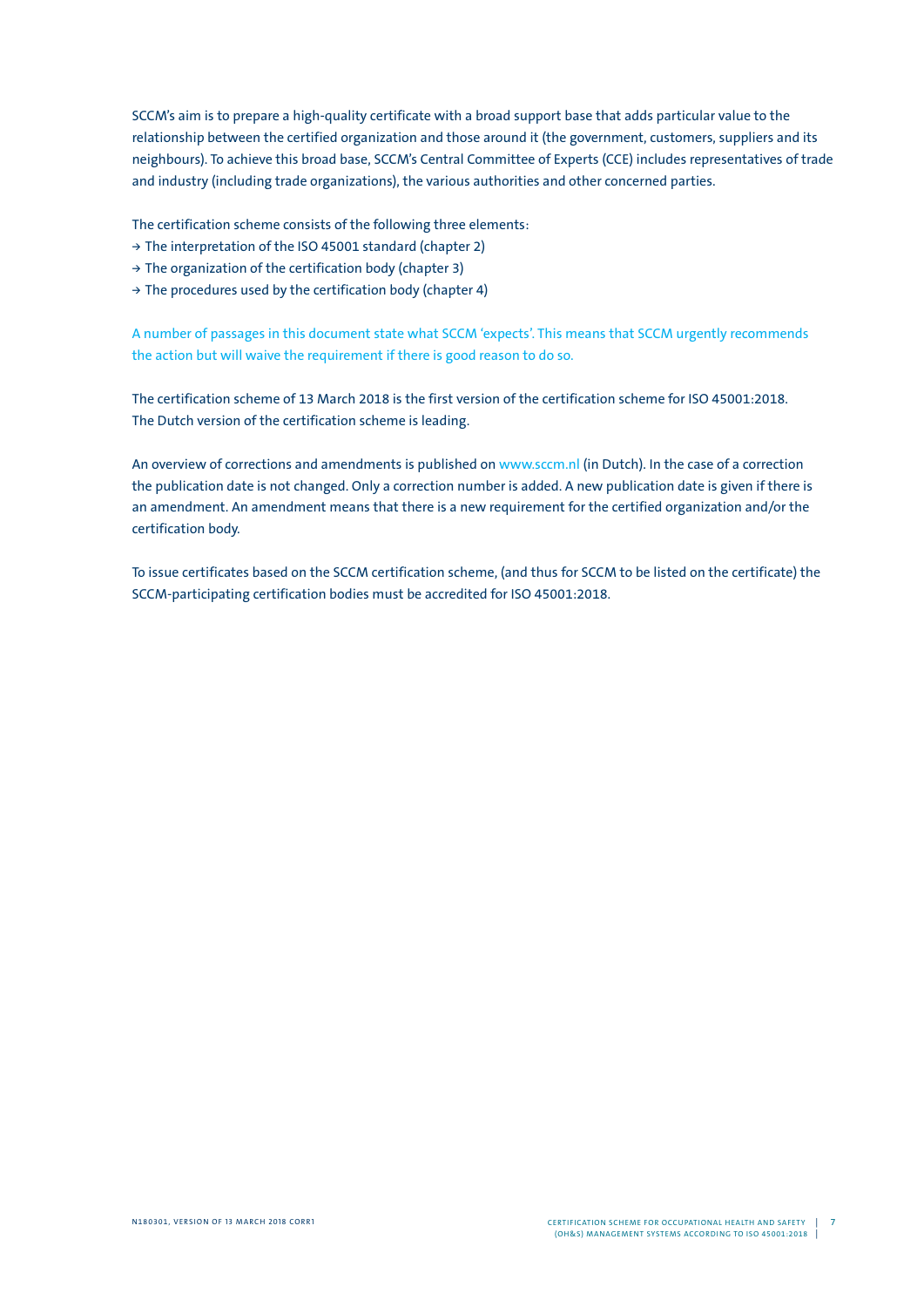SCCM's aim is to prepare a high-quality certificate with a broad support base that adds particular value to the relationship between the certified organization and those around it (the government, customers, suppliers and its neighbours). To achieve this broad base, SCCM's Central Committee of Experts (CCE) includes representatives of trade and industry (including trade organizations), the various authorities and other concerned parties.

The certification scheme consists of the following three elements:

- → The interpretation of the ISO 45001 standard (chapter 2)
- → The organization of the certification body (chapter 3)
- → The procedures used by the certification body (chapter 4)

A number of passages in this document state what SCCM 'expects'. This means that SCCM urgently recommends the action but will waive the requirement if there is good reason to do so.

The certification scheme of 13 March 2018 is the first version of the certification scheme for ISO 45001:2018. The Dutch version of the certification scheme is leading.

An overview of corrections and amendments is published on www.sccm.nl (in Dutch). In the case of a correction the publication date is not changed. Only a correction number is added. A new publication date is given if there is an amendment. An amendment means that there is a new requirement for the certified organization and/or the certification body.

To issue certificates based on the SCCM certification scheme, (and thus for SCCM to be listed on the certificate) the SCCM-participating certification bodies must be accredited for ISO 45001:2018.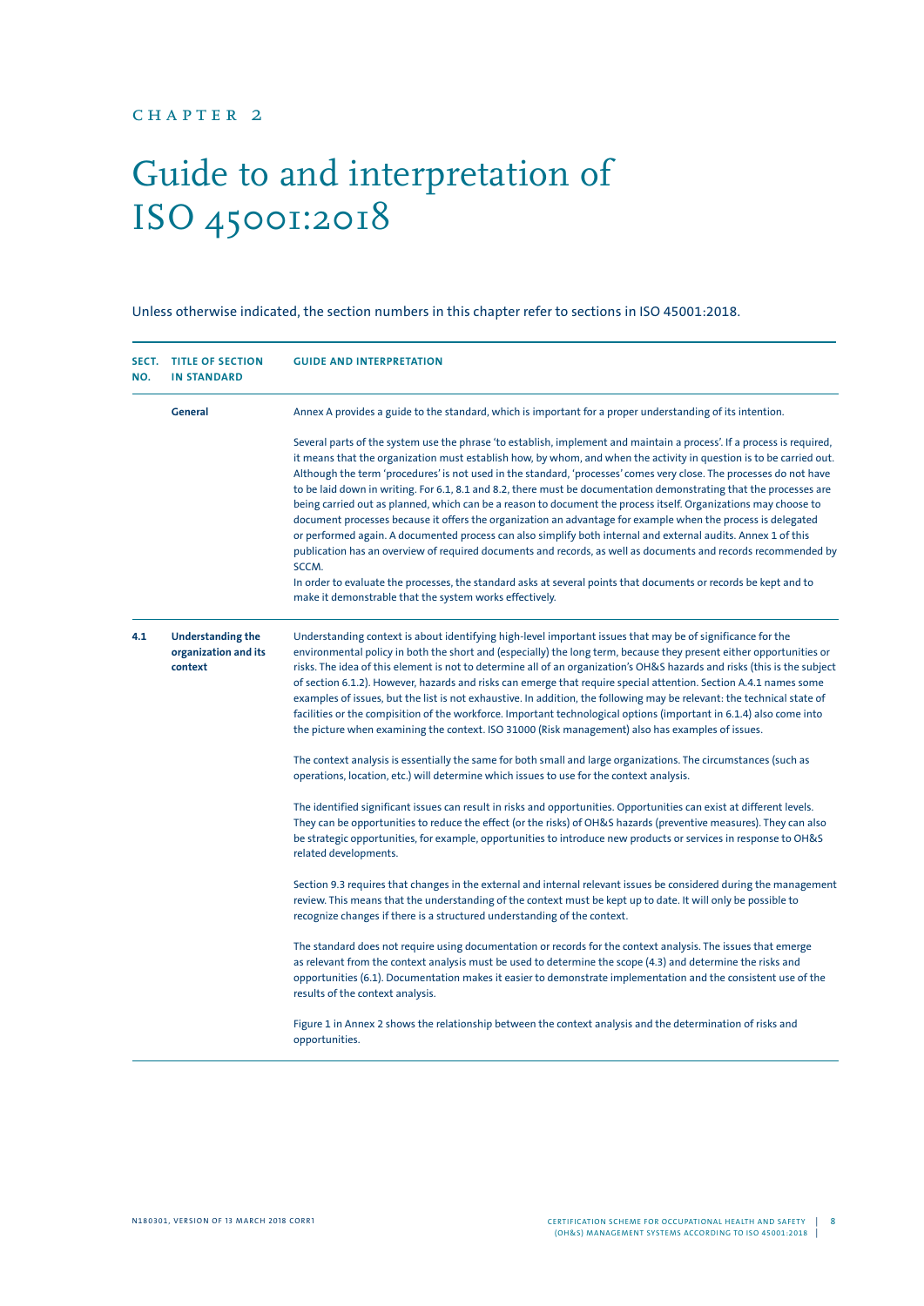CHAPTER 2

# Guide to and interpretation of ISO 45001:2018

Unless otherwise indicated, the section numbers in this chapter refer to sections in ISO 45001:2018.

| SECT. NO. | TITLE OF SECTION IN STANDARD | GUIDE AND INTERPRETATION |
|---|---|---|
| | **General** | Annex A provides a guide to the standard, which is important for a proper understanding of its intention.<br><br>Several parts of the system use the phrase 'to establish, implement and maintain a process'. If a process is required, it means that the organization must establish how, by whom, and when the activity in question is to be carried out. Although the term 'procedures' is not used in the standard, 'processes' comes very close. The processes do not have to be laid down in writing. For 6.1, 8.1 and 8.2, there must be documentation demonstrating that the processes are being carried out as planned, which can be a reason to document the process itself. Organizations may choose to document processes because it offers the organization an advantage for example when the process is delegated or performed again. A documented process can also simplify both internal and external audits. Annex 1 of this publication has an overview of required documents and records, as well as documents and records recommended by SCCM.<br>In order to evaluate the processes, the standard asks at several points that documents or records be kept and to make it demonstrable that the system works effectively. |
| **4.1** | **Understanding the organization and its context** | Understanding context is about identifying high-level important issues that may be of significance for the environmental policy in both the short and (especially) the long term, because they present either opportunities or risks. The idea of this element is not to determine all of an organization's OH&S hazards and risks (this is the subject of section 6.1.2). However, hazards and risks can emerge that require special attention. Section A.4.1 names some examples of issues, but the list is not exhaustive. In addition, the following may be relevant: the technical state of facilities or the compisition of the workforce. Important technological options (important in 6.1.4) also come into the picture when examining the context. ISO 31000 (Risk management) also has examples of issues.<br><br>The context analysis is essentially the same for both small and large organizations. The circumstances (such as operations, location, etc.) will determine which issues to use for the context analysis.<br><br>The identified significant issues can result in risks and opportunities. Opportunities can exist at different levels. They can be opportunities to reduce the effect (or the risks) of OH&S hazards (preventive measures). They can also be strategic opportunities, for example, opportunities to introduce new products or services in response to OH&S related developments.<br><br>Section 9.3 requires that changes in the external and internal relevant issues be considered during the management review. This means that the understanding of the context must be kept up to date. It will only be possible to recognize changes if there is a structured understanding of the context.<br><br>The standard does not require using documentation or records for the context analysis. The issues that emerge as relevant from the context analysis must be used to determine the scope (4.3) and determine the risks and opportunities (6.1). Documentation makes it easier to demonstrate implementation and the consistent use of the results of the context analysis.<br><br>Figure 1 in Annex 2 shows the relationship between the context analysis and the determination of risks and opportunities. |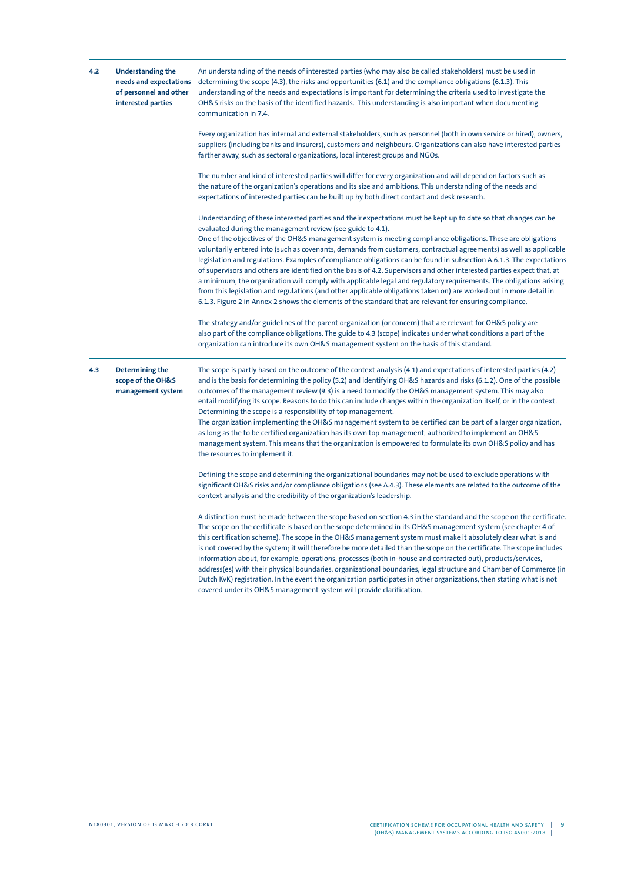## 4.2 Understanding the needs and expectations of personnel and other interested parties

An understanding of the needs of interested parties (who may also be called stakeholders) must be used in determining the scope (4.3), the risks and opportunities (6.1) and the compliance obligations (6.1.3). This understanding of the needs and expectations is important for determining the criteria used to investigate the OH&S risks on the basis of the identified hazards. This understanding is also important when documenting communication in 7.4.

Every organization has internal and external stakeholders, such as personnel (both in own service or hired), owners, suppliers (including banks and insurers), customers and neighbours. Organizations can also have interested parties farther away, such as sectoral organizations, local interest groups and NGOs.

The number and kind of interested parties will differ for every organization and will depend on factors such as the nature of the organization's operations and its size and ambitions. This understanding of the needs and expectations of interested parties can be built up by both direct contact and desk research.

Understanding of these interested parties and their expectations must be kept up to date so that changes can be evaluated during the management review (see guide to 4.1).
One of the objectives of the OH&S management system is meeting compliance obligations. These are obligations voluntarily entered into (such as covenants, demands from customers, contractual agreements) as well as applicable legislation and regulations. Examples of compliance obligations can be found in subsection A.6.1.3. The expectations of supervisors and others are identified on the basis of 4.2. Supervisors and other interested parties expect that, at a minimum, the organization will comply with applicable legal and regulatory requirements. The obligations arising from this legislation and regulations (and other applicable obligations taken on) are worked out in more detail in 6.1.3. Figure 2 in Annex 2 shows the elements of the standard that are relevant for ensuring compliance.

The strategy and/or guidelines of the parent organization (or concern) that are relevant for OH&S policy are also part of the compliance obligations. The guide to 4.3 (scope) indicates under what conditions a part of the organization can introduce its own OH&S management system on the basis of this standard.

## 4.3 Determining the scope of the OH&S management system

The scope is partly based on the outcome of the context analysis (4.1) and expectations of interested parties (4.2) and is the basis for determining the policy (5.2) and identifying OH&S hazards and risks (6.1.2). One of the possible outcomes of the management review (9.3) is a need to modify the OH&S management system. This may also entail modifying its scope. Reasons to do this can include changes within the organization itself, or in the context. Determining the scope is a responsibility of top management.
The organization implementing the OH&S management system to be certified can be part of a larger organization, as long as the to be certified organization has its own top management, authorized to implement an OH&S management system. This means that the organization is empowered to formulate its own OH&S policy and has the resources to implement it.

Defining the scope and determining the organizational boundaries may not be used to exclude operations with significant OH&S risks and/or compliance obligations (see A.4.3). These elements are related to the outcome of the context analysis and the credibility of the organization's leadership.

A distinction must be made between the scope based on section 4.3 in the standard and the scope on the certificate. The scope on the certificate is based on the scope determined in its OH&S management system (see chapter 4 of this certification scheme). The scope in the OH&S management system must make it absolutely clear what is and is not covered by the system; it will therefore be more detailed than the scope on the certificate. The scope includes information about, for example, operations, processes (both in-house and contracted out), products/services, address(es) with their physical boundaries, organizational boundaries, legal structure and Chamber of Commerce (in Dutch KvK) registration. In the event the organization participates in other organizations, then stating what is not covered under its OH&S management system will provide clarification.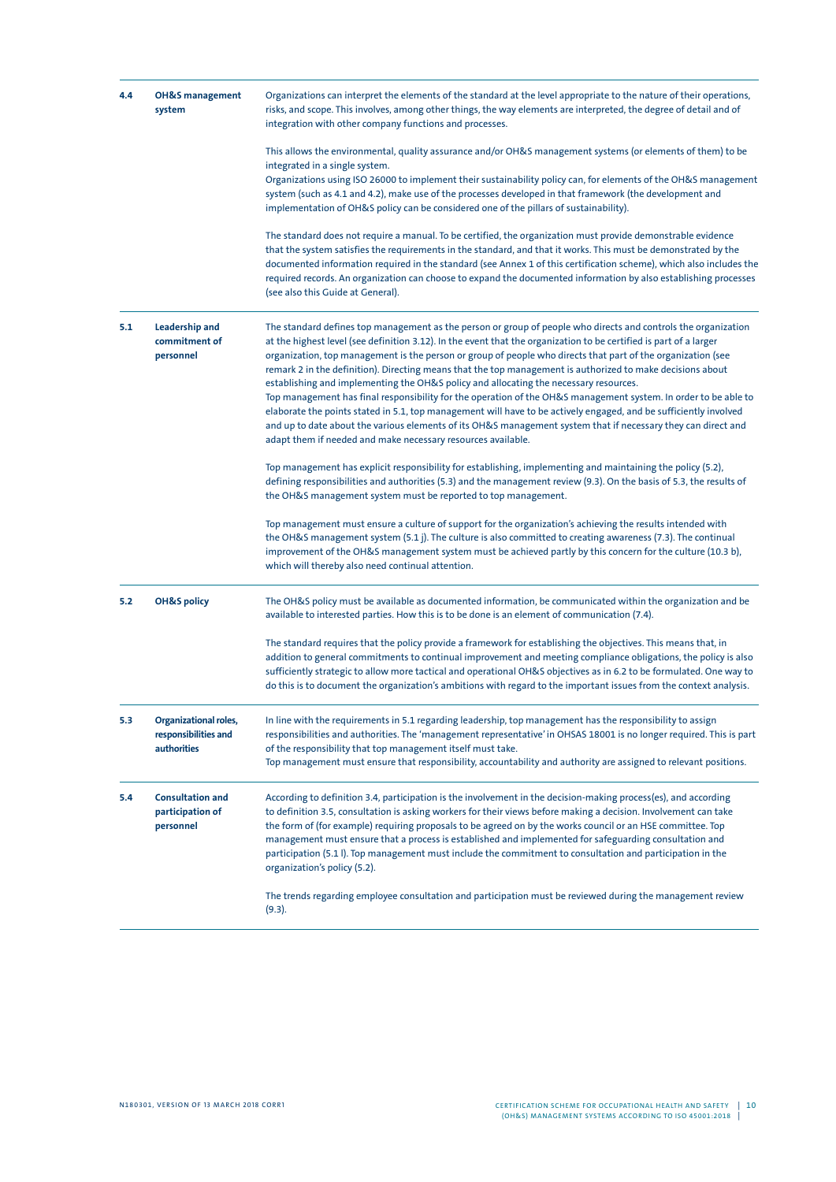| | | |
|---|---|---|
| **4.4** | **OH&S management system** | Organizations can interpret the elements of the standard at the level appropriate to the nature of their operations, risks, and scope. This involves, among other things, the way elements are interpreted, the degree of detail and of integration with other company functions and processes.<br><br>This allows the environmental, quality assurance and/or OH&S management systems (or elements of them) to be integrated in a single system.<br>Organizations using ISO 26000 to implement their sustainability policy can, for elements of the OH&S management system (such as 4.1 and 4.2), make use of the processes developed in that framework (the development and implementation of OH&S policy can be considered one of the pillars of sustainability).<br><br>The standard does not require a manual. To be certified, the organization must provide demonstrable evidence that the system satisfies the requirements in the standard, and that it works. This must be demonstrated by the documented information required in the standard (see Annex 1 of this certification scheme), which also includes the required records. An organization can choose to expand the documented information by also establishing processes (see also this Guide at General). |
| **5.1** | **Leadership and commitment of personnel** | The standard defines top management as the person or group of people who directs and controls the organization at the highest level (see definition 3.12). In the event that the organization to be certified is part of a larger organization, top management is the person or group of people who directs that part of the organization (see remark 2 in the definition). Directing means that the top management is authorized to make decisions about establishing and implementing the OH&S policy and allocating the necessary resources.<br>Top management has final responsibility for the operation of the OH&S management system. In order to be able to elaborate the points stated in 5.1, top management will have to be actively engaged, and be sufficiently involved and up to date about the various elements of its OH&S management system that if necessary they can direct and adapt them if needed and make necessary resources available.<br><br>Top management has explicit responsibility for establishing, implementing and maintaining the policy (5.2), defining responsibilities and authorities (5.3) and the management review (9.3). On the basis of 5.3, the results of the OH&S management system must be reported to top management.<br><br>Top management must ensure a culture of support for the organization's achieving the results intended with the OH&S management system (5.1 j). The culture is also committed to creating awareness (7.3). The continual improvement of the OH&S management system must be achieved partly by this concern for the culture (10.3 b), which will thereby also need continual attention. |
| **5.2** | **OH&S policy** | The OH&S policy must be available as documented information, be communicated within the organization and be available to interested parties. How this is to be done is an element of communication (7.4).<br><br>The standard requires that the policy provide a framework for establishing the objectives. This means that, in addition to general commitments to continual improvement and meeting compliance obligations, the policy is also sufficiently strategic to allow more tactical and operational OH&S objectives as in 6.2 to be formulated. One way to do this is to document the organization's ambitions with regard to the important issues from the context analysis. |
| **5.3** | **Organizational roles, responsibilities and authorities** | In line with the requirements in 5.1 regarding leadership, top management has the responsibility to assign responsibilities and authorities. The 'management representative' in OHSAS 18001 is no longer required. This is part of the responsibility that top management itself must take.<br>Top management must ensure that responsibility, accountability and authority are assigned to relevant positions. |
| **5.4** | **Consultation and participation of personnel** | According to definition 3.4, participation is the involvement in the decision-making process(es), and according to definition 3.5, consultation is asking workers for their views before making a decision. Involvement can take the form of (for example) requiring proposals to be agreed on by the works council or an HSE committee. Top management must ensure that a process is established and implemented for safeguarding consultation and participation (5.1 l). Top management must include the commitment to consultation and participation in the organization's policy (5.2).<br><br>The trends regarding employee consultation and participation must be reviewed during the management review (9.3). |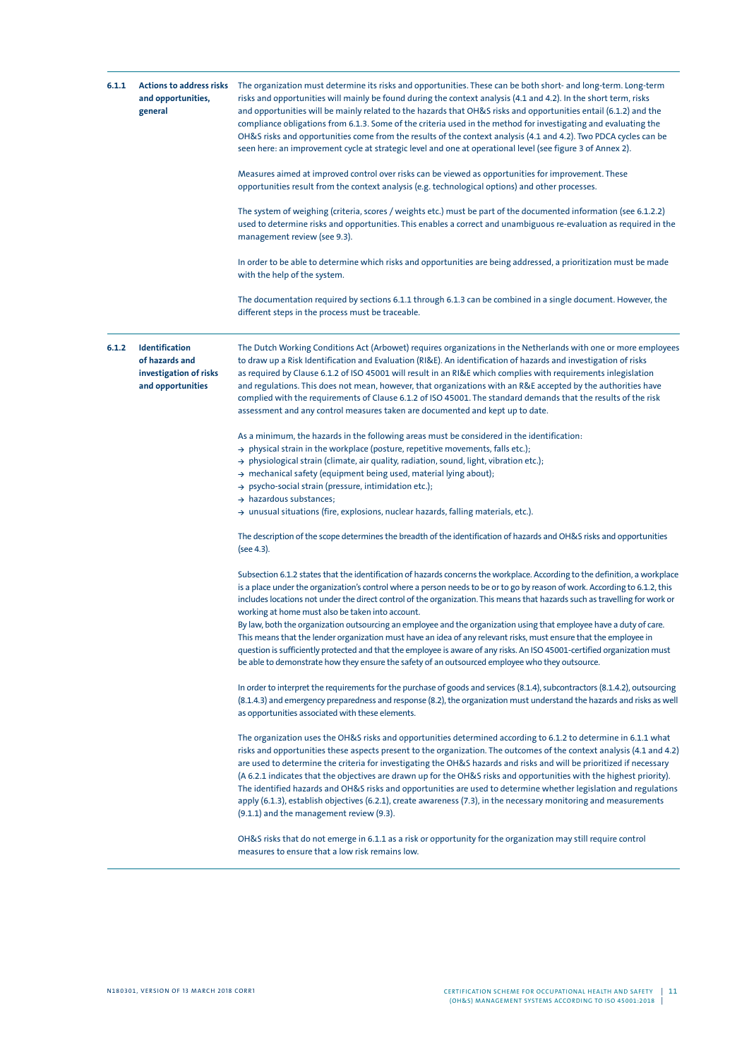### 6.1.1 Actions to address risks and opportunities, general

The organization must determine its risks and opportunities. These can be both short- and long-term. Long-term risks and opportunities will mainly be found during the context analysis (4.1 and 4.2). In the short term, risks and opportunities will be mainly related to the hazards that OH&S risks and opportunities entail (6.1.2) and the compliance obligations from 6.1.3. Some of the criteria used in the method for investigating and evaluating the OH&S risks and opportunities come from the results of the context analysis (4.1 and 4.2). Two PDCA cycles can be seen here: an improvement cycle at strategic level and one at operational level (see figure 3 of Annex 2).

Measures aimed at improved control over risks can be viewed as opportunities for improvement. These opportunities result from the context analysis (e.g. technological options) and other processes.

The system of weighing (criteria, scores / weights etc.) must be part of the documented information (see 6.1.2.2) used to determine risks and opportunities. This enables a correct and unambiguous re-evaluation as required in the management review (see 9.3).

In order to be able to determine which risks and opportunities are being addressed, a prioritization must be made with the help of the system.

The documentation required by sections 6.1.1 through 6.1.3 can be combined in a single document. However, the different steps in the process must be traceable.

### 6.1.2 Identification of hazards and investigation of risks and opportunities

The Dutch Working Conditions Act (Arbowet) requires organizations in the Netherlands with one or more employees to draw up a Risk Identification and Evaluation (RI&E). An identification of hazards and investigation of risks as required by Clause 6.1.2 of ISO 45001 will result in an RI&E which complies with requirements inlegislation and regulations. This does not mean, however, that organizations with an R&E accepted by the authorities have complied with the requirements of Clause 6.1.2 of ISO 45001. The standard demands that the results of the risk assessment and any control measures taken are documented and kept up to date.

As a minimum, the hazards in the following areas must be considered in the identification:

- physical strain in the workplace (posture, repetitive movements, falls etc.);
- physiological strain (climate, air quality, radiation, sound, light, vibration etc.);
- mechanical safety (equipment being used, material lying about);
- psycho-social strain (pressure, intimidation etc.);
- hazardous substances;
- unusual situations (fire, explosions, nuclear hazards, falling materials, etc.).

The description of the scope determines the breadth of the identification of hazards and OH&S risks and opportunities (see 4.3).

Subsection 6.1.2 states that the identification of hazards concerns the workplace. According to the definition, a workplace is a place under the organization's control where a person needs to be or to go by reason of work. According to 6.1.2, this includes locations not under the direct control of the organization. This means that hazards such as travelling for work or working at home must also be taken into account.
By law, both the organization outsourcing an employee and the organization using that employee have a duty of care. This means that the lender organization must have an idea of any relevant risks, must ensure that the employee in question is sufficiently protected and that the employee is aware of any risks. An ISO 45001-certified organization must be able to demonstrate how they ensure the safety of an outsourced employee who they outsource.

In order to interpret the requirements for the purchase of goods and services (8.1.4), subcontractors (8.1.4.2), outsourcing (8.1.4.3) and emergency preparedness and response (8.2), the organization must understand the hazards and risks as well as opportunities associated with these elements.

The organization uses the OH&S risks and opportunities determined according to 6.1.2 to determine in 6.1.1 what risks and opportunities these aspects present to the organization. The outcomes of the context analysis (4.1 and 4.2) are used to determine the criteria for investigating the OH&S hazards and risks and will be prioritized if necessary (A 6.2.1 indicates that the objectives are drawn up for the OH&S risks and opportunities with the highest priority). The identified hazards and OH&S risks and opportunities are used to determine whether legislation and regulations apply (6.1.3), establish objectives (6.2.1), create awareness (7.3), in the necessary monitoring and measurements (9.1.1) and the management review (9.3).

OH&S risks that do not emerge in 6.1.1 as a risk or opportunity for the organization may still require control measures to ensure that a low risk remains low.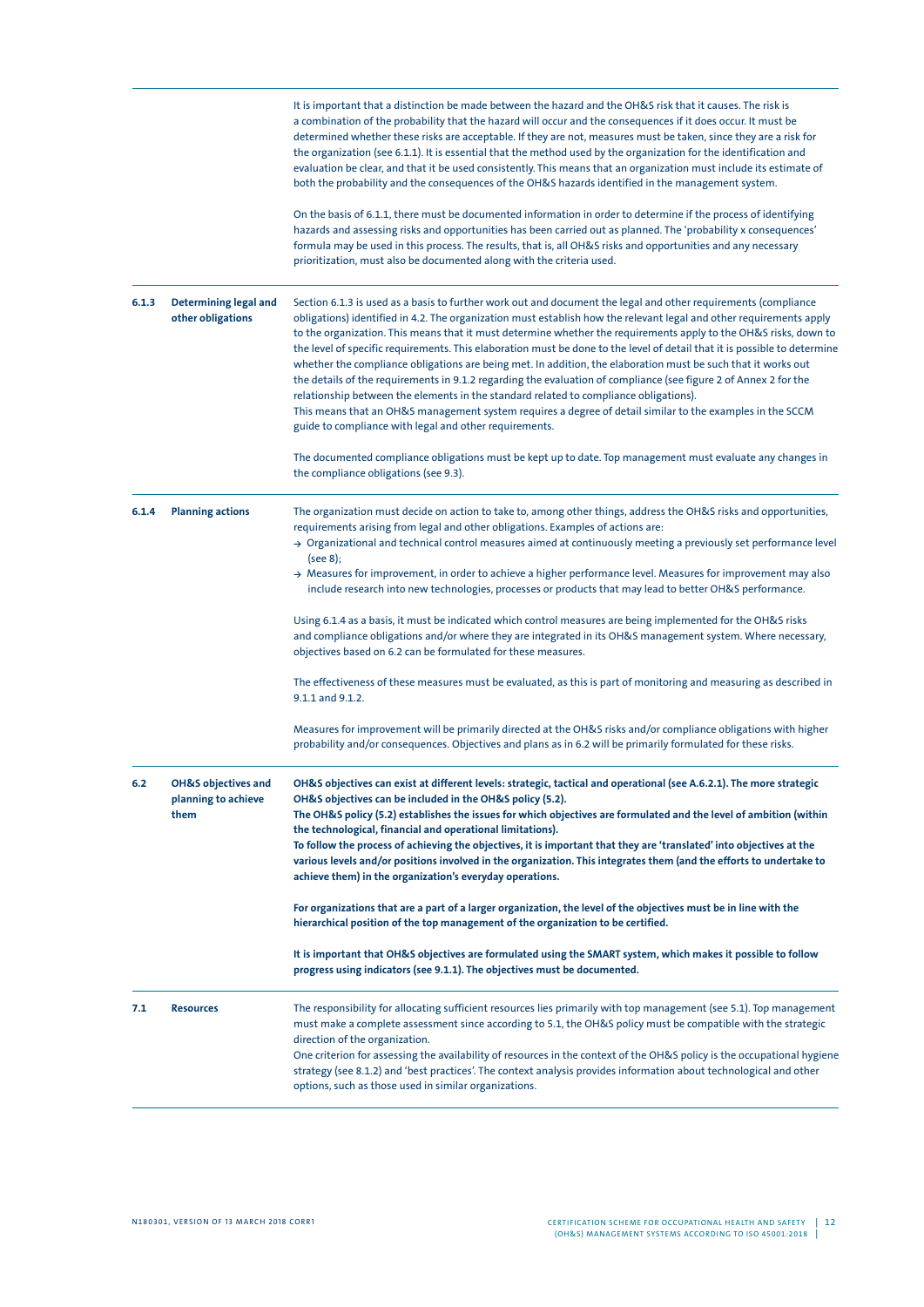| | | |
|---|---|---|
| | | It is important that a distinction be made between the hazard and the OH&S risk that it causes. The risk is a combination of the probability that the hazard will occur and the consequences if it does occur. It must be determined whether these risks are acceptable. If they are not, measures must be taken, since they are a risk for the organization (see 6.1.1). It is essential that the method used by the organization for the identification and evaluation be clear, and that it be used consistently. This means that an organization must include its estimate of both the probability and the consequences of the OH&S hazards identified in the management system.<br><br>On the basis of 6.1.1, there must be documented information in order to determine if the process of identifying hazards and assessing risks and opportunities has been carried out as planned. The 'probability x consequences' formula may be used in this process. The results, that is, all OH&S risks and opportunities and any necessary prioritization, must also be documented along with the criteria used. |
| **6.1.3** | **Determining legal and other obligations** | Section 6.1.3 is used as a basis to further work out and document the legal and other requirements (compliance obligations) identified in 4.2. The organization must establish how the relevant legal and other requirements apply to the organization. This means that it must determine whether the requirements apply to the OH&S risks, down to the level of specific requirements. This elaboration must be done to the level of detail that it is possible to determine whether the compliance obligations are being met. In addition, the elaboration must be such that it works out the details of the requirements in 9.1.2 regarding the evaluation of compliance (see figure 2 of Annex 2 for the relationship between the elements in the standard related to compliance obligations).<br>This means that an OH&S management system requires a degree of detail similar to the examples in the SCCM guide to compliance with legal and other requirements.<br><br>The documented compliance obligations must be kept up to date. Top management must evaluate any changes in the compliance obligations (see 9.3). |
| **6.1.4** | **Planning actions** | The organization must decide on action to take to, among other things, address the OH&S risks and opportunities, requirements arising from legal and other obligations. Examples of actions are:<br>→ Organizational and technical control measures aimed at continuously meeting a previously set performance level (see 8);<br>→ Measures for improvement, in order to achieve a higher performance level. Measures for improvement may also include research into new technologies, processes or products that may lead to better OH&S performance.<br><br>Using 6.1.4 as a basis, it must be indicated which control measures are being implemented for the OH&S risks and compliance obligations and/or where they are integrated in its OH&S management system. Where necessary, objectives based on 6.2 can be formulated for these measures.<br><br>The effectiveness of these measures must be evaluated, as this is part of monitoring and measuring as described in 9.1.1 and 9.1.2.<br><br>Measures for improvement will be primarily directed at the OH&S risks and/or compliance obligations with higher probability and/or consequences. Objectives and plans as in 6.2 will be primarily formulated for these risks. |
| **6.2** | **OH&S objectives and planning to achieve them** | **OH&S objectives can exist at different levels: strategic, tactical and operational (see A.6.2.1). The more strategic OH&S objectives can be included in the OH&S policy (5.2).**<br>**The OH&S policy (5.2) establishes the issues for which objectives are formulated and the level of ambition (within the technological, financial and operational limitations).**<br>**To follow the process of achieving the objectives, it is important that they are 'translated' into objectives at the various levels and/or positions involved in the organization. This integrates them (and the efforts to undertake to achieve them) in the organization's everyday operations.**<br><br>**For organizations that are a part of a larger organization, the level of the objectives must be in line with the hierarchical position of the top management of the organization to be certified.**<br><br>**It is important that OH&S objectives are formulated using the SMART system, which makes it possible to follow progress using indicators (see 9.1.1). The objectives must be documented.** |
| **7.1** | **Resources** | The responsibility for allocating sufficient resources lies primarily with top management (see 5.1). Top management must make a complete assessment since according to 5.1, the OH&S policy must be compatible with the strategic direction of the organization.<br>One criterion for assessing the availability of resources in the context of the OH&S policy is the occupational hygiene strategy (see 8.1.2) and 'best practices'. The context analysis provides information about technological and other options, such as those used in similar organizations. |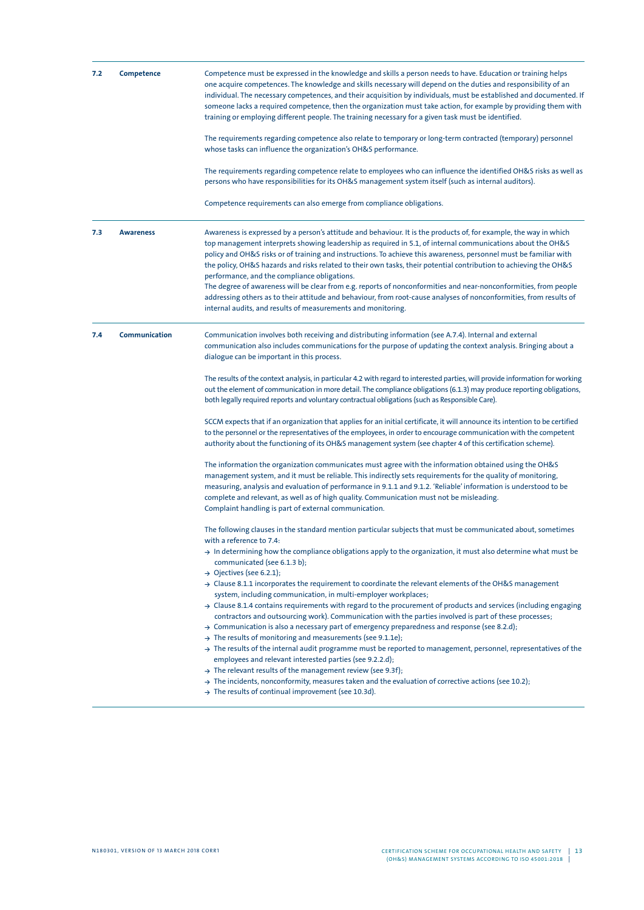## 7.2 Competence

Competence must be expressed in the knowledge and skills a person needs to have. Education or training helps one acquire competences. The knowledge and skills necessary will depend on the duties and responsibility of an individual. The necessary competences, and their acquisition by individuals, must be established and documented. If someone lacks a required competence, then the organization must take action, for example by providing them with training or employing different people. The training necessary for a given task must be identified.

The requirements regarding competence also relate to temporary or long-term contracted (temporary) personnel whose tasks can influence the organization's OH&S performance.

The requirements regarding competence relate to employees who can influence the identified OH&S risks as well as persons who have responsibilities for its OH&S management system itself (such as internal auditors).

Competence requirements can also emerge from compliance obligations.

## 7.3 Awareness

Awareness is expressed by a person's attitude and behaviour. It is the products of, for example, the way in which top management interprets showing leadership as required in 5.1, of internal communications about the OH&S policy and OH&S risks or of training and instructions. To achieve this awareness, personnel must be familiar with the policy, OH&S hazards and risks related to their own tasks, their potential contribution to achieving the OH&S performance, and the compliance obligations.
The degree of awareness will be clear from e.g. reports of nonconformities and near-nonconformities, from people addressing others as to their attitude and behaviour, from root-cause analyses of nonconformities, from results of internal audits, and results of measurements and monitoring.

## 7.4 Communication

Communication involves both receiving and distributing information (see A.7.4). Internal and external communication also includes communications for the purpose of updating the context analysis. Bringing about a dialogue can be important in this process.

The results of the context analysis, in particular 4.2 with regard to interested parties, will provide information for working out the element of communication in more detail. The compliance obligations (6.1.3) may produce reporting obligations, both legally required reports and voluntary contractual obligations (such as Responsible Care).

SCCM expects that if an organization that applies for an initial certificate, it will announce its intention to be certified to the personnel or the representatives of the employees, in order to encourage communication with the competent authority about the functioning of its OH&S management system (see chapter 4 of this certification scheme).

The information the organization communicates must agree with the information obtained using the OH&S management system, and it must be reliable. This indirectly sets requirements for the quality of monitoring, measuring, analysis and evaluation of performance in 9.1.1 and 9.1.2. 'Reliable' information is understood to be complete and relevant, as well as of high quality. Communication must not be misleading.
Complaint handling is part of external communication.

The following clauses in the standard mention particular subjects that must be communicated about, sometimes with a reference to 7.4:

- → In determining how the compliance obligations apply to the organization, it must also determine what must be communicated (see 6.1.3 b);
- → Ojectives (see 6.2.1);
- → Clause 8.1.1 incorporates the requirement to coordinate the relevant elements of the OH&S management system, including communication, in multi-employer workplaces;
- → Clause 8.1.4 contains requirements with regard to the procurement of products and services (including engaging contractors and outsourcing work). Communication with the parties involved is part of these processes;
- → Communication is also a necessary part of emergency preparedness and response (see 8.2.d);
- → The results of monitoring and measurements (see 9.1.1e);
- → The results of the internal audit programme must be reported to management, personnel, representatives of the employees and relevant interested parties (see 9.2.2.d);
- → The relevant results of the management review (see 9.3f);
- → The incidents, nonconformity, measures taken and the evaluation of corrective actions (see 10.2);
- → The results of continual improvement (see 10.3d).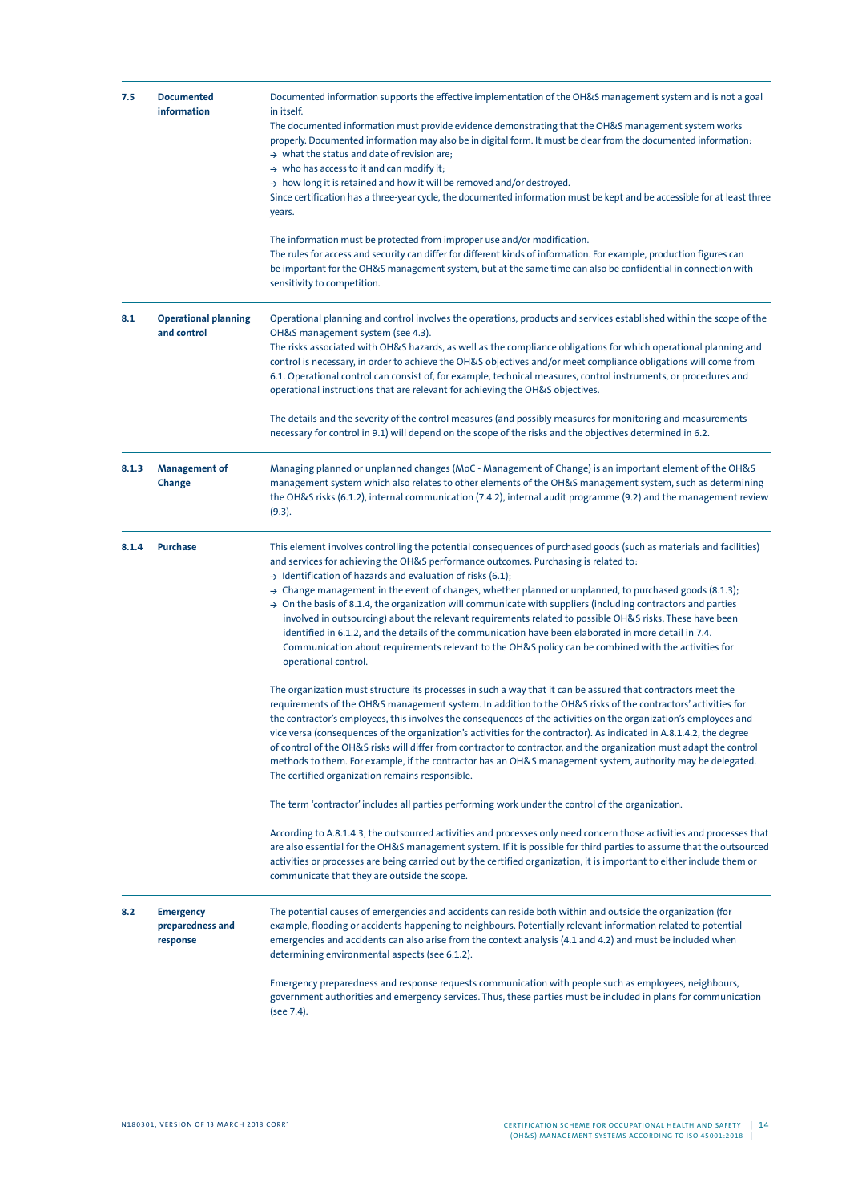| | | |
|---|---|---|
| 7.5 | **Documented information** | Documented information supports the effective implementation of the OH&S management system and is not a goal in itself.<br>The documented information must provide evidence demonstrating that the OH&S management system works properly. Documented information may also be in digital form. It must be clear from the documented information:<br>→ what the status and date of revision are;<br>→ who has access to it and can modify it;<br>→ how long it is retained and how it will be removed and/or destroyed.<br>Since certification has a three-year cycle, the documented information must be kept and be accessible for at least three years.<br><br>The information must be protected from improper use and/or modification.<br>The rules for access and security can differ for different kinds of information. For example, production figures can be important for the OH&S management system, but at the same time can also be confidential in connection with sensitivity to competition. |
| 8.1 | **Operational planning and control** | Operational planning and control involves the operations, products and services established within the scope of the OH&S management system (see 4.3).<br>The risks associated with OH&S hazards, as well as the compliance obligations for which operational planning and control is necessary, in order to achieve the OH&S objectives and/or meet compliance obligations will come from 6.1. Operational control can consist of, for example, technical measures, control instruments, or procedures and operational instructions that are relevant for achieving the OH&S objectives.<br><br>The details and the severity of the control measures (and possibly measures for monitoring and measurements necessary for control in 9.1) will depend on the scope of the risks and the objectives determined in 6.2. |
| 8.1.3 | **Management of Change** | Managing planned or unplanned changes (MoC - Management of Change) is an important element of the OH&S management system which also relates to other elements of the OH&S management system, such as determining the OH&S risks (6.1.2), internal communication (7.4.2), internal audit programme (9.2) and the management review (9.3). |
| 8.1.4 | **Purchase** | This element involves controlling the potential consequences of purchased goods (such as materials and facilities) and services for achieving the OH&S performance outcomes. Purchasing is related to:<br>→ Identification of hazards and evaluation of risks (6.1);<br>→ Change management in the event of changes, whether planned or unplanned, to purchased goods (8.1.3);<br>→ On the basis of 8.1.4, the organization will communicate with suppliers (including contractors and parties involved in outsourcing) about the relevant requirements related to possible OH&S risks. These have been identified in 6.1.2, and the details of the communication have been elaborated in more detail in 7.4. Communication about requirements relevant to the OH&S policy can be combined with the activities for operational control.<br><br>The organization must structure its processes in such a way that it can be assured that contractors meet the requirements of the OH&S management system. In addition to the OH&S risks of the contractors' activities for the contractor's employees, this involves the consequences of the activities on the organization's employees and vice versa (consequences of the organization's activities for the contractor). As indicated in A.8.1.4.2, the degree of control of the OH&S risks will differ from contractor to contractor, and the organization must adapt the control methods to them. For example, if the contractor has an OH&S management system, authority may be delegated. The certified organization remains responsible.<br><br>The term 'contractor' includes all parties performing work under the control of the organization.<br><br>According to A.8.1.4.3, the outsourced activities and processes only need concern those activities and processes that are also essential for the OH&S management system. If it is possible for third parties to assume that the outsourced activities or processes are being carried out by the certified organization, it is important to either include them or communicate that they are outside the scope. |
| 8.2 | **Emergency preparedness and response** | The potential causes of emergencies and accidents can reside both within and outside the organization (for example, flooding or accidents happening to neighbours. Potentially relevant information related to potential emergencies and accidents can also arise from the context analysis (4.1 and 4.2) and must be included when determining environmental aspects (see 6.1.2).<br><br>Emergency preparedness and response requests communication with people such as employees, neighbours, government authorities and emergency services. Thus, these parties must be included in plans for communication (see 7.4). |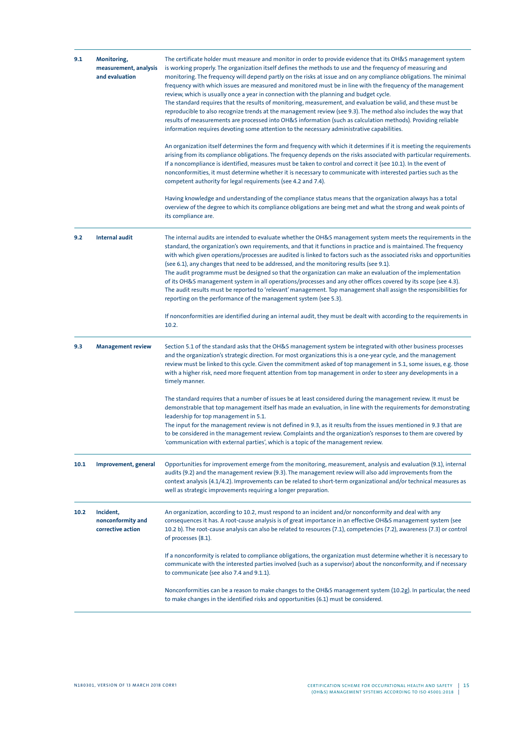| | | |
|---|---|---|
| **9.1** | **Monitoring, measurement, analysis and evaluation** | The certificate holder must measure and monitor in order to provide evidence that its OH&S management system is working properly. The organization itself defines the methods to use and the frequency of measuring and monitoring. The frequency will depend partly on the risks at issue and on any compliance obligations. The minimal frequency with which issues are measured and monitored must be in line with the frequency of the management review, which is usually once a year in connection with the planning and budget cycle.<br>The standard requires that the results of monitoring, measurement, and evaluation be valid, and these must be reproducible to also recognize trends at the management review (see 9.3). The method also includes the way that results of measurements are processed into OH&S information (such as calculation methods). Providing reliable information requires devoting some attention to the necessary administrative capabilities.<br><br>An organization itself determines the form and frequency with which it determines if it is meeting the requirements arising from its compliance obligations. The frequency depends on the risks associated with particular requirements. If a noncompliance is identified, measures must be taken to control and correct it (see 10.1). In the event of nonconformities, it must determine whether it is necessary to communicate with interested parties such as the competent authority for legal requirements (see 4.2 and 7.4).<br><br>Having knowledge and understanding of the compliance status means that the organization always has a total overview of the degree to which its compliance obligations are being met and what the strong and weak points of its compliance are. |
| **9.2** | **Internal audit** | The internal audits are intended to evaluate whether the OH&S management system meets the requirements in the standard, the organization's own requirements, and that it functions in practice and is maintained. The frequency with which given operations/processes are audited is linked to factors such as the associated risks and opportunities (see 6.1), any changes that need to be addressed, and the monitoring results (see 9.1).<br>The audit programme must be designed so that the organization can make an evaluation of the implementation of its OH&S management system in all operations/processes and any other offices covered by its scope (see 4.3). The audit results must be reported to 'relevant' management. Top management shall assign the responsibilities for reporting on the performance of the management system (see 5.3).<br><br>If nonconformities are identified during an internal audit, they must be dealt with according to the requirements in 10.2. |
| **9.3** | **Management review** | Section 5.1 of the standard asks that the OH&S management system be integrated with other business processes and the organization's strategic direction. For most organizations this is a one-year cycle, and the management review must be linked to this cycle. Given the commitment asked of top management in 5.1, some issues, e.g. those with a higher risk, need more frequent attention from top management in order to steer any developments in a timely manner.<br><br>The standard requires that a number of issues be at least considered during the management review. It must be demonstrable that top management itself has made an evaluation, in line with the requirements for demonstrating leadership for top management in 5.1.<br>The input for the management review is not defined in 9.3, as it results from the issues mentioned in 9.3 that are to be considered in the management review. Complaints and the organization's responses to them are covered by 'communication with external parties', which is a topic of the management review. |
| **10.1** | **Improvement, general** | Opportunities for improvement emerge from the monitoring, measurement, analysis and evaluation (9.1), internal audits (9.2) and the management review (9.3). The management review will also add improvements from the context analysis (4.1/4.2). Improvements can be related to short-term organizational and/or technical measures as well as strategic improvements requiring a longer preparation. |
| **10.2** | **Incident, nonconformity and corrective action** | An organization, according to 10.2, must respond to an incident and/or nonconformity and deal with any consequences it has. A root-cause analysis is of great importance in an effective OH&S management system (see 10.2 b). The root-cause analysis can also be related to resources (7.1), competencies (7.2), awareness (7.3) or control of processes (8.1).<br><br>If a nonconformity is related to compliance obligations, the organization must determine whether it is necessary to communicate with the interested parties involved (such as a supervisor) about the nonconformity, and if necessary to communicate (see also 7.4 and 9.1.1).<br><br>Nonconformities can be a reason to make changes to the OH&S management system (10.2g). In particular, the need to make changes in the identified risks and opportunities (6.1) must be considered. |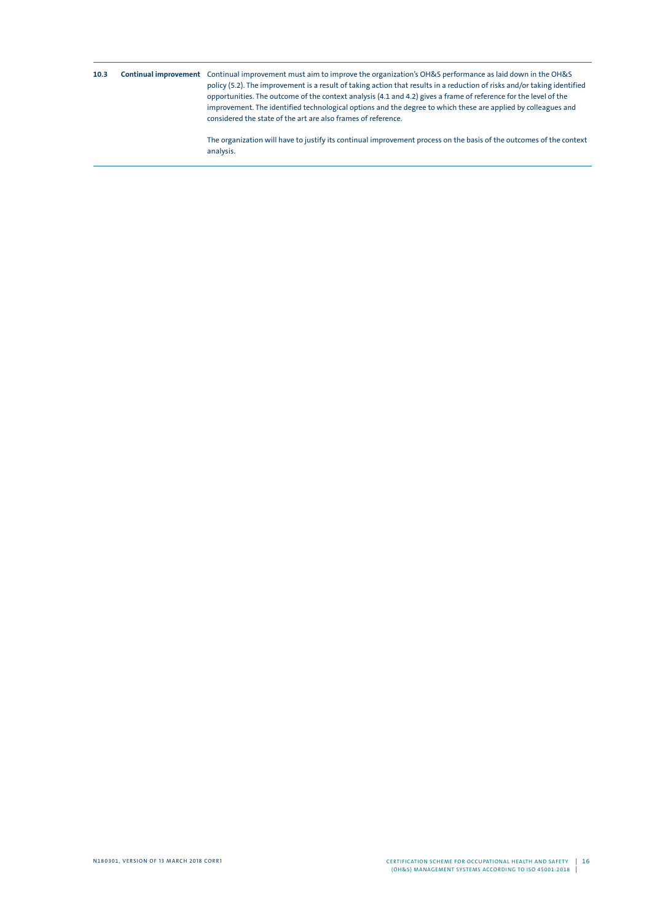| | | |
|---|---|---|
| **10.3** | **Continual improvement** | Continual improvement must aim to improve the organization's OH&S performance as laid down in the OH&S policy (5.2). The improvement is a result of taking action that results in a reduction of risks and/or taking identified opportunities. The outcome of the context analysis (4.1 and 4.2) gives a frame of reference for the level of the improvement. The identified technological options and the degree to which these are applied by colleagues and considered the state of the art are also frames of reference.<br><br>The organization will have to justify its continual improvement process on the basis of the outcomes of the context analysis. |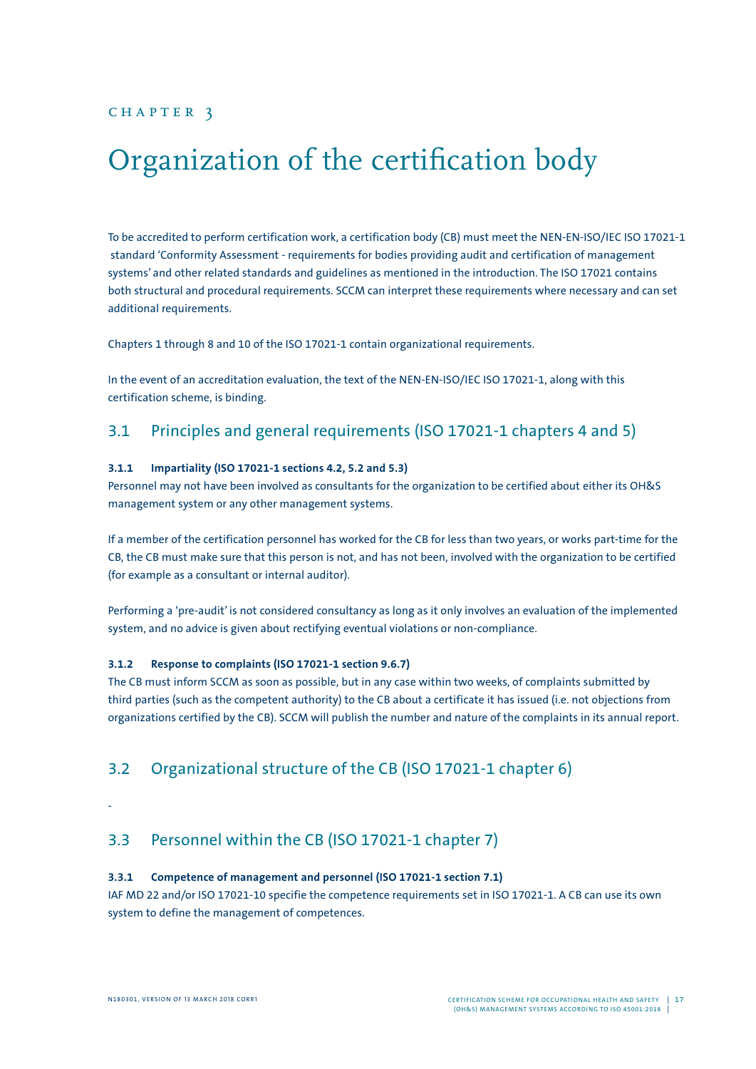CHAPTER 3

# Organization of the certification body

To be accredited to perform certification work, a certification body (CB) must meet the NEN-EN-ISO/IEC ISO 17021-1 standard 'Conformity Assessment - requirements for bodies providing audit and certification of management systems' and other related standards and guidelines as mentioned in the introduction. The ISO 17021 contains both structural and procedural requirements. SCCM can interpret these requirements where necessary and can set additional requirements.

Chapters 1 through 8 and 10 of the ISO 17021-1 contain organizational requirements.

In the event of an accreditation evaluation, the text of the NEN-EN-ISO/IEC ISO 17021-1, along with this certification scheme, is binding.

## 3.1 Principles and general requirements (ISO 17021-1 chapters 4 and 5)

### 3.1.1 Impartiality (ISO 17021-1 sections 4.2, 5.2 and 5.3)

Personnel may not have been involved as consultants for the organization to be certified about either its OH&S management system or any other management systems.

If a member of the certification personnel has worked for the CB for less than two years, or works part-time for the CB, the CB must make sure that this person is not, and has not been, involved with the organization to be certified (for example as a consultant or internal auditor).

Performing a 'pre-audit' is not considered consultancy as long as it only involves an evaluation of the implemented system, and no advice is given about rectifying eventual violations or non-compliance.

### 3.1.2 Response to complaints (ISO 17021-1 section 9.6.7)

The CB must inform SCCM as soon as possible, but in any case within two weeks, of complaints submitted by third parties (such as the competent authority) to the CB about a certificate it has issued (i.e. not objections from organizations certified by the CB). SCCM will publish the number and nature of the complaints in its annual report.

## 3.2 Organizational structure of the CB (ISO 17021-1 chapter 6)

-

## 3.3 Personnel within the CB (ISO 17021-1 chapter 7)

### 3.3.1 Competence of management and personnel (ISO 17021-1 section 7.1)

IAF MD 22 and/or ISO 17021-10 specifie the competence requirements set in ISO 17021-1. A CB can use its own system to define the management of competences.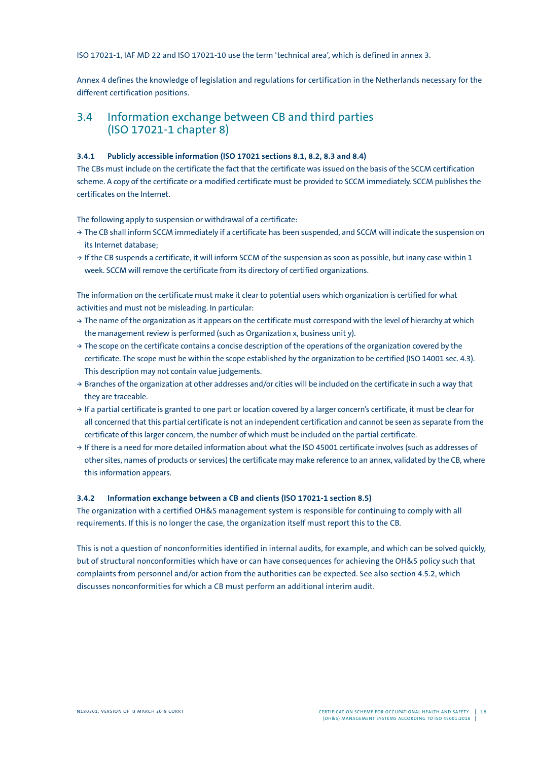ISO 17021-1, IAF MD 22 and ISO 17021-10 use the term 'technical area', which is defined in annex 3.

Annex 4 defines the knowledge of legislation and regulations for certification in the Netherlands necessary for the different certification positions.

## 3.4 Information exchange between CB and third parties (ISO 17021-1 chapter 8)

#### 3.4.1 Publicly accessible information (ISO 17021 sections 8.1, 8.2, 8.3 and 8.4)

The CBs must include on the certificate the fact that the certificate was issued on the basis of the SCCM certification scheme. A copy of the certificate or a modified certificate must be provided to SCCM immediately. SCCM publishes the certificates on the Internet.

The following apply to suspension or withdrawal of a certificate:

- The CB shall inform SCCM immediately if a certificate has been suspended, and SCCM will indicate the suspension on its Internet database;
- If the CB suspends a certificate, it will inform SCCM of the suspension as soon as possible, but inany case within 1 week. SCCM will remove the certificate from its directory of certified organizations.

The information on the certificate must make it clear to potential users which organization is certified for what activities and must not be misleading. In particular:

- The name of the organization as it appears on the certificate must correspond with the level of hierarchy at which the management review is performed (such as Organization x, business unit y).
- The scope on the certificate contains a concise description of the operations of the organization covered by the certificate. The scope must be within the scope established by the organization to be certified (ISO 14001 sec. 4.3). This description may not contain value judgements.
- Branches of the organization at other addresses and/or cities will be included on the certificate in such a way that they are traceable.
- If a partial certificate is granted to one part or location covered by a larger concern's certificate, it must be clear for all concerned that this partial certificate is not an independent certification and cannot be seen as separate from the certificate of this larger concern, the number of which must be included on the partial certificate.
- If there is a need for more detailed information about what the ISO 45001 certificate involves (such as addresses of other sites, names of products or services) the certificate may make reference to an annex, validated by the CB, where this information appears.

#### 3.4.2 Information exchange between a CB and clients (ISO 17021-1 section 8.5)

The organization with a certified OH&S management system is responsible for continuing to comply with all requirements. If this is no longer the case, the organization itself must report this to the CB.

This is not a question of nonconformities identified in internal audits, for example, and which can be solved quickly, but of structural nonconformities which have or can have consequences for achieving the OH&S policy such that complaints from personnel and/or action from the authorities can be expected. See also section 4.5.2, which discusses nonconformities for which a CB must perform an additional interim audit.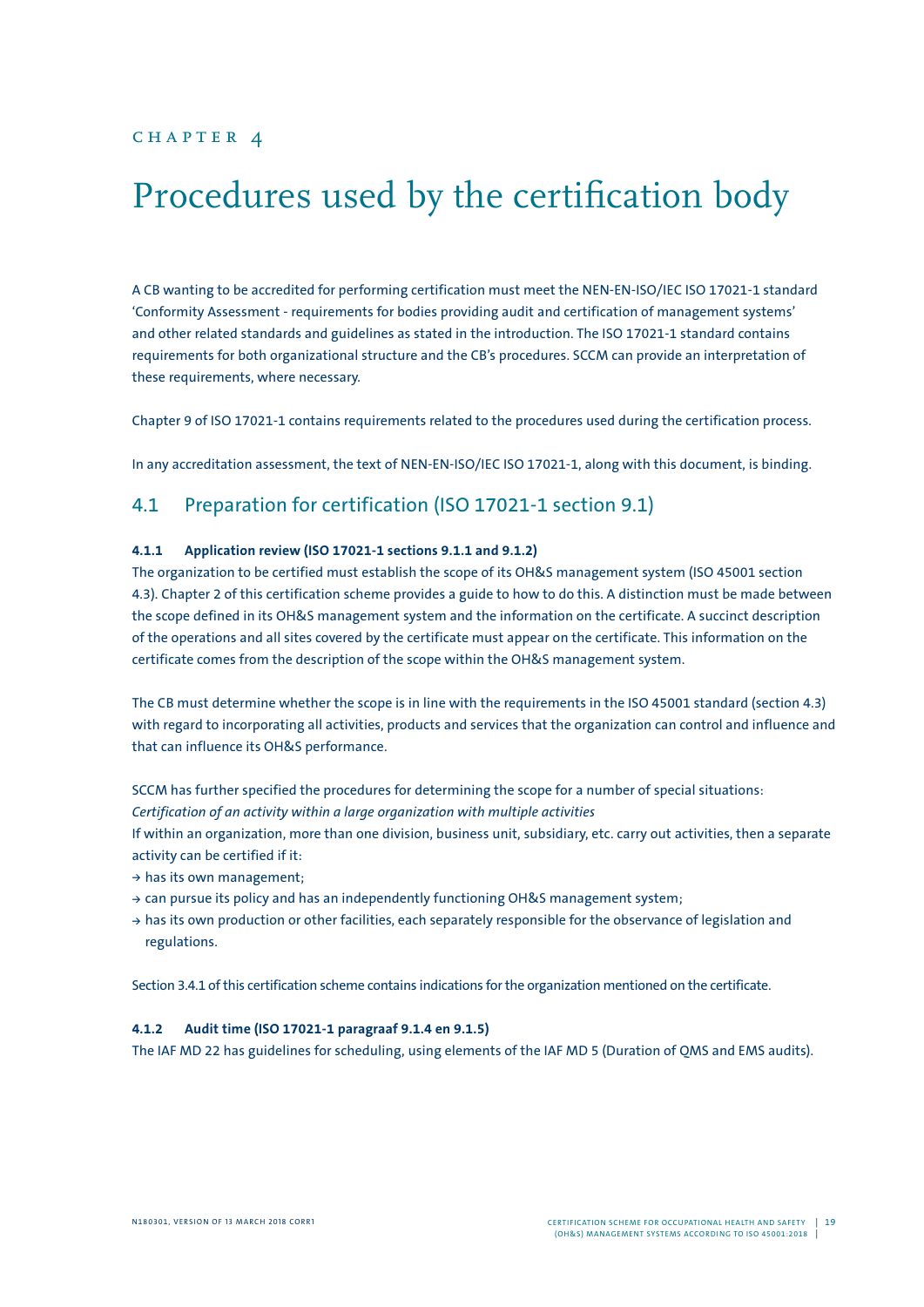CHAPTER 4

# Procedures used by the certification body

A CB wanting to be accredited for performing certification must meet the NEN-EN-ISO/IEC ISO 17021-1 standard 'Conformity Assessment - requirements for bodies providing audit and certification of management systems' and other related standards and guidelines as stated in the introduction. The ISO 17021-1 standard contains requirements for both organizational structure and the CB's procedures. SCCM can provide an interpretation of these requirements, where necessary.

Chapter 9 of ISO 17021-1 contains requirements related to the procedures used during the certification process.

In any accreditation assessment, the text of NEN-EN-ISO/IEC ISO 17021-1, along with this document, is binding.

## 4.1 Preparation for certification (ISO 17021-1 section 9.1)

### 4.1.1 Application review (ISO 17021-1 sections 9.1.1 and 9.1.2)

The organization to be certified must establish the scope of its OH&S management system (ISO 45001 section 4.3). Chapter 2 of this certification scheme provides a guide to how to do this. A distinction must be made between the scope defined in its OH&S management system and the information on the certificate. A succinct description of the operations and all sites covered by the certificate must appear on the certificate. This information on the certificate comes from the description of the scope within the OH&S management system.

The CB must determine whether the scope is in line with the requirements in the ISO 45001 standard (section 4.3) with regard to incorporating all activities, products and services that the organization can control and influence and that can influence its OH&S performance.

SCCM has further specified the procedures for determining the scope for a number of special situations:
*Certification of an activity within a large organization with multiple activities*
If within an organization, more than one division, business unit, subsidiary, etc. carry out activities, then a separate activity can be certified if it:

- → has its own management;
- → can pursue its policy and has an independently functioning OH&S management system;
- → has its own production or other facilities, each separately responsible for the observance of legislation and regulations.

Section 3.4.1 of this certification scheme contains indications for the organization mentioned on the certificate.

### 4.1.2 Audit time (ISO 17021-1 paragraaf 9.1.4 en 9.1.5)

The IAF MD 22 has guidelines for scheduling, using elements of the IAF MD 5 (Duration of QMS and EMS audits).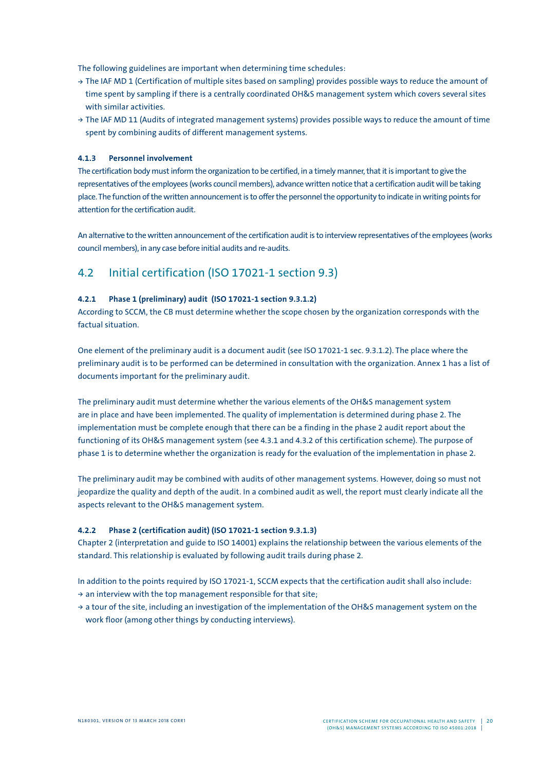The following guidelines are important when determining time schedules:

→ The IAF MD 1 (Certification of multiple sites based on sampling) provides possible ways to reduce the amount of time spent by sampling if there is a centrally coordinated OH&S management system which covers several sites with similar activities.

→ The IAF MD 11 (Audits of integrated management systems) provides possible ways to reduce the amount of time spent by combining audits of different management systems.

#### 4.1.3 Personnel involvement

The certification body must inform the organization to be certified, in a timely manner, that it is important to give the representatives of the employees (works council members), advance written notice that a certification audit will be taking place. The function of the written announcement is to offer the personnel the opportunity to indicate in writing points for attention for the certification audit.

An alternative to the written announcement of the certification audit is to interview representatives of the employees (works council members), in any case before initial audits and re-audits.

## 4.2 Initial certification (ISO 17021-1 section 9.3)

#### 4.2.1 Phase 1 (preliminary) audit (ISO 17021-1 section 9.3.1.2)

According to SCCM, the CB must determine whether the scope chosen by the organization corresponds with the factual situation.

One element of the preliminary audit is a document audit (see ISO 17021-1 sec. 9.3.1.2). The place where the preliminary audit is to be performed can be determined in consultation with the organization. Annex 1 has a list of documents important for the preliminary audit.

The preliminary audit must determine whether the various elements of the OH&S management system are in place and have been implemented. The quality of implementation is determined during phase 2. The implementation must be complete enough that there can be a finding in the phase 2 audit report about the functioning of its OH&S management system (see 4.3.1 and 4.3.2 of this certification scheme). The purpose of phase 1 is to determine whether the organization is ready for the evaluation of the implementation in phase 2.

The preliminary audit may be combined with audits of other management systems. However, doing so must not jeopardize the quality and depth of the audit. In a combined audit as well, the report must clearly indicate all the aspects relevant to the OH&S management system.

#### 4.2.2 Phase 2 (certification audit) (ISO 17021-1 section 9.3.1.3)

Chapter 2 (interpretation and guide to ISO 14001) explains the relationship between the various elements of the standard. This relationship is evaluated by following audit trails during phase 2.

In addition to the points required by ISO 17021-1, SCCM expects that the certification audit shall also include:

→ an interview with the top management responsible for that site;

→ a tour of the site, including an investigation of the implementation of the OH&S management system on the work floor (among other things by conducting interviews).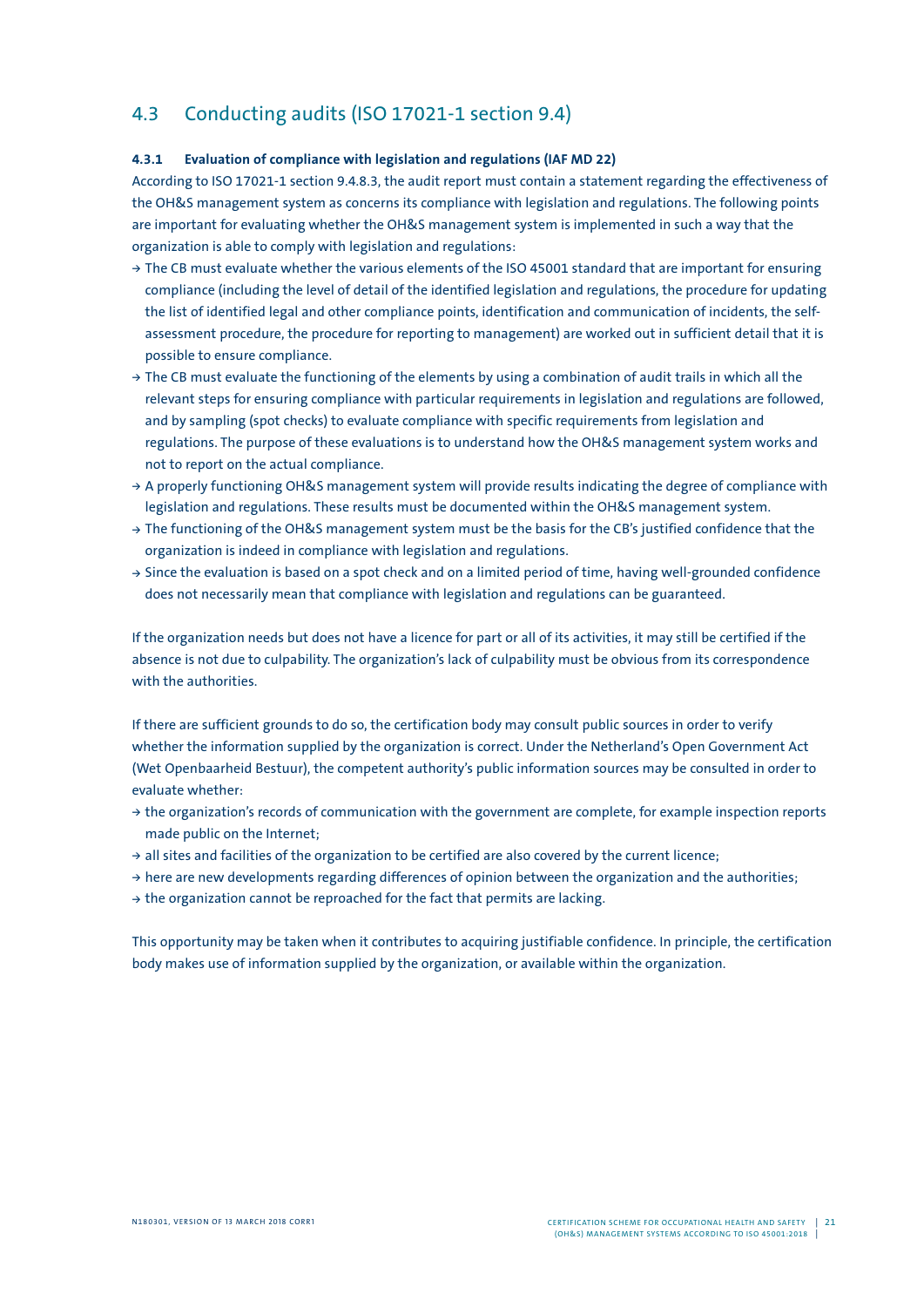## 4.3 Conducting audits (ISO 17021-1 section 9.4)

### 4.3.1 Evaluation of compliance with legislation and regulations (IAF MD 22)

According to ISO 17021-1 section 9.4.8.3, the audit report must contain a statement regarding the effectiveness of the OH&S management system as concerns its compliance with legislation and regulations. The following points are important for evaluating whether the OH&S management system is implemented in such a way that the organization is able to comply with legislation and regulations:

- The CB must evaluate whether the various elements of the ISO 45001 standard that are important for ensuring compliance (including the level of detail of the identified legislation and regulations, the procedure for updating the list of identified legal and other compliance points, identification and communication of incidents, the self-assessment procedure, the procedure for reporting to management) are worked out in sufficient detail that it is possible to ensure compliance.
- The CB must evaluate the functioning of the elements by using a combination of audit trails in which all the relevant steps for ensuring compliance with particular requirements in legislation and regulations are followed, and by sampling (spot checks) to evaluate compliance with specific requirements from legislation and regulations. The purpose of these evaluations is to understand how the OH&S management system works and not to report on the actual compliance.
- A properly functioning OH&S management system will provide results indicating the degree of compliance with legislation and regulations. These results must be documented within the OH&S management system.
- The functioning of the OH&S management system must be the basis for the CB's justified confidence that the organization is indeed in compliance with legislation and regulations.
- Since the evaluation is based on a spot check and on a limited period of time, having well-grounded confidence does not necessarily mean that compliance with legislation and regulations can be guaranteed.

If the organization needs but does not have a licence for part or all of its activities, it may still be certified if the absence is not due to culpability. The organization's lack of culpability must be obvious from its correspondence with the authorities.

If there are sufficient grounds to do so, the certification body may consult public sources in order to verify whether the information supplied by the organization is correct. Under the Netherland's Open Government Act (Wet Openbaarheid Bestuur), the competent authority's public information sources may be consulted in order to evaluate whether:

- the organization's records of communication with the government are complete, for example inspection reports made public on the Internet;
- all sites and facilities of the organization to be certified are also covered by the current licence;
- here are new developments regarding differences of opinion between the organization and the authorities;
- the organization cannot be reproached for the fact that permits are lacking.

This opportunity may be taken when it contributes to acquiring justifiable confidence. In principle, the certification body makes use of information supplied by the organization, or available within the organization.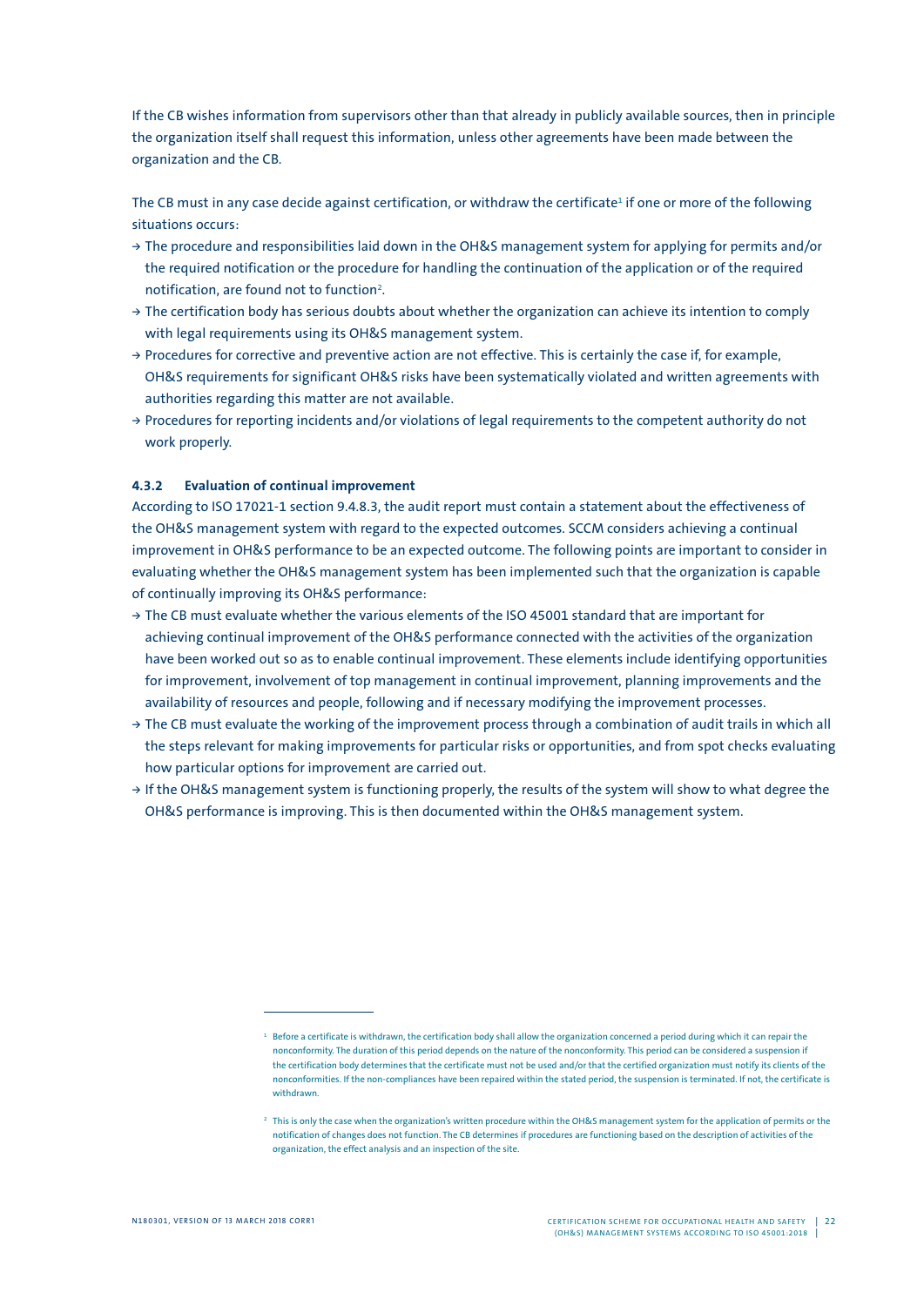If the CB wishes information from supervisors other than that already in publicly available sources, then in principle the organization itself shall request this information, unless other agreements have been made between the organization and the CB.

The CB must in any case decide against certification, or withdraw the certificate[1] if one or more of the following situations occurs:

- → The procedure and responsibilities laid down in the OH&S management system for applying for permits and/or the required notification or the procedure for handling the continuation of the application or of the required notification, are found not to function[2].
- → The certification body has serious doubts about whether the organization can achieve its intention to comply with legal requirements using its OH&S management system.
- → Procedures for corrective and preventive action are not effective. This is certainly the case if, for example, OH&S requirements for significant OH&S risks have been systematically violated and written agreements with authorities regarding this matter are not available.
- → Procedures for reporting incidents and/or violations of legal requirements to the competent authority do not work properly.

#### 4.3.2 Evaluation of continual improvement

According to ISO 17021-1 section 9.4.8.3, the audit report must contain a statement about the effectiveness of the OH&S management system with regard to the expected outcomes. SCCM considers achieving a continual improvement in OH&S performance to be an expected outcome. The following points are important to consider in evaluating whether the OH&S management system has been implemented such that the organization is capable of continually improving its OH&S performance:

- → The CB must evaluate whether the various elements of the ISO 45001 standard that are important for achieving continual improvement of the OH&S performance connected with the activities of the organization have been worked out so as to enable continual improvement. These elements include identifying opportunities for improvement, involvement of top management in continual improvement, planning improvements and the availability of resources and people, following and if necessary modifying the improvement processes.
- → The CB must evaluate the working of the improvement process through a combination of audit trails in which all the steps relevant for making improvements for particular risks or opportunities, and from spot checks evaluating how particular options for improvement are carried out.
- → If the OH&S management system is functioning properly, the results of the system will show to what degree the OH&S performance is improving. This is then documented within the OH&S management system.

---

[1] Before a certificate is withdrawn, the certification body shall allow the organization concerned a period during which it can repair the nonconformity. The duration of this period depends on the nature of the nonconformity. This period can be considered a suspension if the certification body determines that the certificate must not be used and/or that the certified organization must notify its clients of the nonconformities. If the non-compliances have been repaired within the stated period, the suspension is terminated. If not, the certificate is withdrawn.

[2] This is only the case when the organization's written procedure within the OH&S management system for the application of permits or the notification of changes does not function. The CB determines if procedures are functioning based on the description of activities of the organization, the effect analysis and an inspection of the site.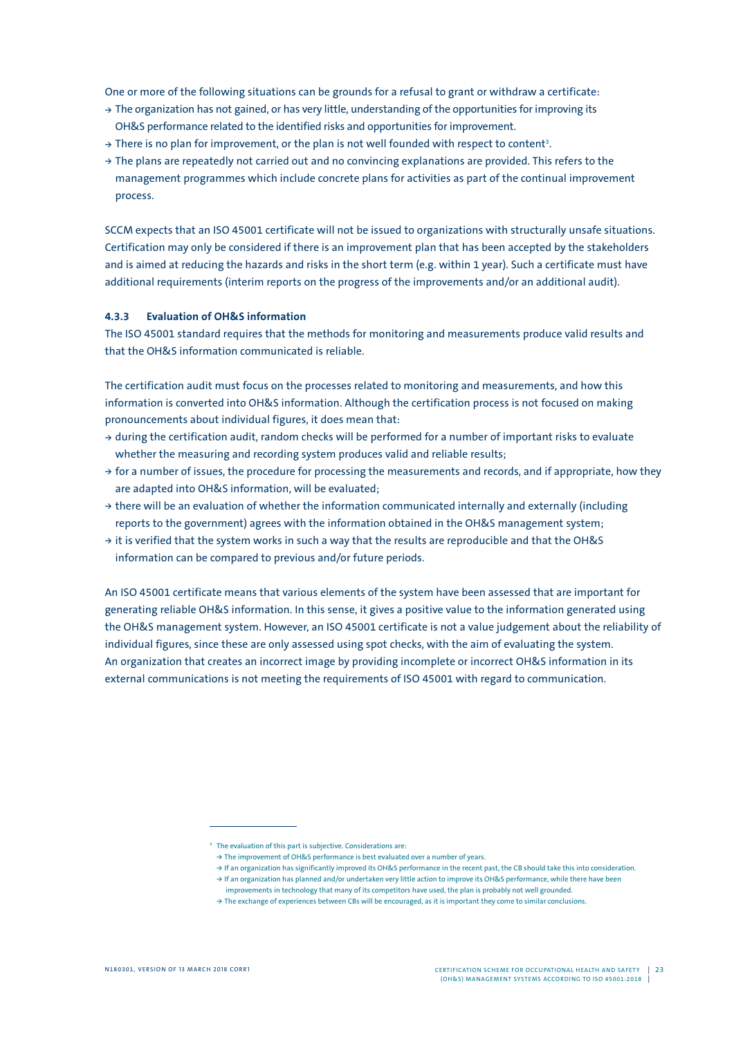One or more of the following situations can be grounds for a refusal to grant or withdraw a certificate:

- → The organization has not gained, or has very little, understanding of the opportunities for improving its OH&S performance related to the identified risks and opportunities for improvement.
- → There is no plan for improvement, or the plan is not well founded with respect to content[3].
- → The plans are repeatedly not carried out and no convincing explanations are provided. This refers to the management programmes which include concrete plans for activities as part of the continual improvement process.

SCCM expects that an ISO 45001 certificate will not be issued to organizations with structurally unsafe situations. Certification may only be considered if there is an improvement plan that has been accepted by the stakeholders and is aimed at reducing the hazards and risks in the short term (e.g. within 1 year). Such a certificate must have additional requirements (interim reports on the progress of the improvements and/or an additional audit).

### 4.3.3 Evaluation of OH&S information

The ISO 45001 standard requires that the methods for monitoring and measurements produce valid results and that the OH&S information communicated is reliable.

The certification audit must focus on the processes related to monitoring and measurements, and how this information is converted into OH&S information. Although the certification process is not focused on making pronouncements about individual figures, it does mean that:

- → during the certification audit, random checks will be performed for a number of important risks to evaluate whether the measuring and recording system produces valid and reliable results;
- → for a number of issues, the procedure for processing the measurements and records, and if appropriate, how they are adapted into OH&S information, will be evaluated;
- → there will be an evaluation of whether the information communicated internally and externally (including reports to the government) agrees with the information obtained in the OH&S management system;
- → it is verified that the system works in such a way that the results are reproducible and that the OH&S information can be compared to previous and/or future periods.

An ISO 45001 certificate means that various elements of the system have been assessed that are important for generating reliable OH&S information. In this sense, it gives a positive value to the information generated using the OH&S management system. However, an ISO 45001 certificate is not a value judgement about the reliability of individual figures, since these are only assessed using spot checks, with the aim of evaluating the system. An organization that creates an incorrect image by providing incomplete or incorrect OH&S information in its external communications is not meeting the requirements of ISO 45001 with regard to communication.

---

[3] The evaluation of this part is subjective. Considerations are:

- → The improvement of OH&S performance is best evaluated over a number of years.
- → If an organization has significantly improved its OH&S performance in the recent past, the CB should take this into consideration.
- → If an organization has planned and/or undertaken very little action to improve its OH&S performance, while there have been improvements in technology that many of its competitors have used, the plan is probably not well grounded.
- → The exchange of experiences between CBs will be encouraged, as it is important they come to similar conclusions.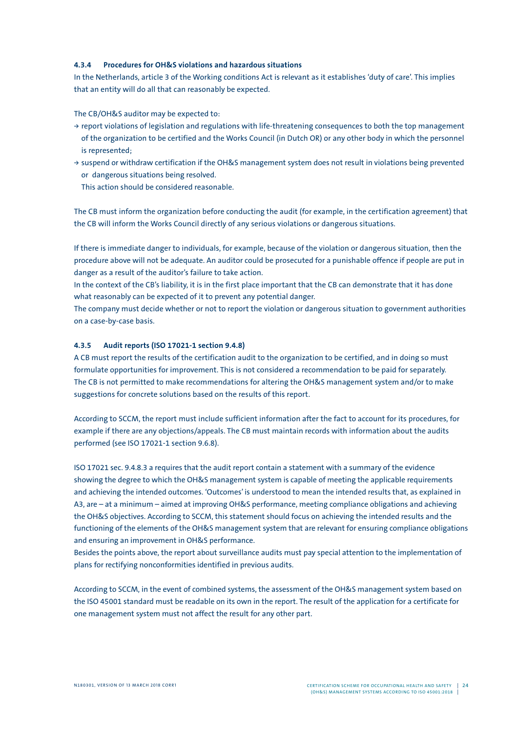#### 4.3.4 Procedures for OH&S violations and hazardous situations

In the Netherlands, article 3 of the Working conditions Act is relevant as it establishes 'duty of care'. This implies that an entity will do all that can reasonably be expected.

The CB/OH&S auditor may be expected to:

- report violations of legislation and regulations with life-threatening consequences to both the top management of the organization to be certified and the Works Council (in Dutch OR) or any other body in which the personnel is represented;
- suspend or withdraw certification if the OH&S management system does not result in violations being prevented or dangerous situations being resolved.
  This action should be considered reasonable.

The CB must inform the organization before conducting the audit (for example, in the certification agreement) that the CB will inform the Works Council directly of any serious violations or dangerous situations.

If there is immediate danger to individuals, for example, because of the violation or dangerous situation, then the procedure above will not be adequate. An auditor could be prosecuted for a punishable offence if people are put in danger as a result of the auditor's failure to take action.
In the context of the CB's liability, it is in the first place important that the CB can demonstrate that it has done what reasonably can be expected of it to prevent any potential danger.
The company must decide whether or not to report the violation or dangerous situation to government authorities on a case-by-case basis.

#### 4.3.5 Audit reports (ISO 17021-1 section 9.4.8)

A CB must report the results of the certification audit to the organization to be certified, and in doing so must formulate opportunities for improvement. This is not considered a recommendation to be paid for separately. The CB is not permitted to make recommendations for altering the OH&S management system and/or to make suggestions for concrete solutions based on the results of this report.

According to SCCM, the report must include sufficient information after the fact to account for its procedures, for example if there are any objections/appeals. The CB must maintain records with information about the audits performed (see ISO 17021-1 section 9.6.8).

ISO 17021 sec. 9.4.8.3 a requires that the audit report contain a statement with a summary of the evidence showing the degree to which the OH&S management system is capable of meeting the applicable requirements and achieving the intended outcomes. 'Outcomes' is understood to mean the intended results that, as explained in A3, are – at a minimum – aimed at improving OH&S performance, meeting compliance obligations and achieving the OH&S objectives. According to SCCM, this statement should focus on achieving the intended results and the functioning of the elements of the OH&S management system that are relevant for ensuring compliance obligations and ensuring an improvement in OH&S performance.
Besides the points above, the report about surveillance audits must pay special attention to the implementation of plans for rectifying nonconformities identified in previous audits.

According to SCCM, in the event of combined systems, the assessment of the OH&S management system based on the ISO 45001 standard must be readable on its own in the report. The result of the application for a certificate for one management system must not affect the result for any other part.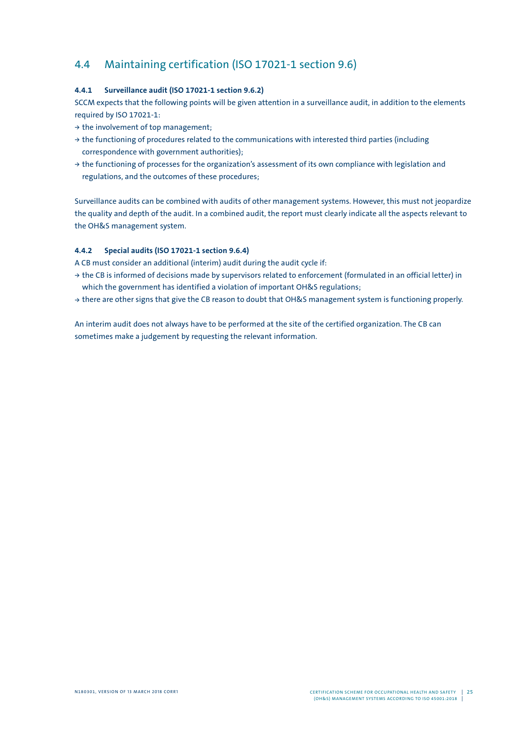## 4.4 Maintaining certification (ISO 17021-1 section 9.6)

### 4.4.1 Surveillance audit (ISO 17021-1 section 9.6.2)

SCCM expects that the following points will be given attention in a surveillance audit, in addition to the elements required by ISO 17021-1:

- → the involvement of top management;
- → the functioning of procedures related to the communications with interested third parties (including correspondence with government authorities);
- → the functioning of processes for the organization's assessment of its own compliance with legislation and regulations, and the outcomes of these procedures;

Surveillance audits can be combined with audits of other management systems. However, this must not jeopardize the quality and depth of the audit. In a combined audit, the report must clearly indicate all the aspects relevant to the OH&S management system.

### 4.4.2 Special audits (ISO 17021-1 section 9.6.4)

A CB must consider an additional (interim) audit during the audit cycle if:

- → the CB is informed of decisions made by supervisors related to enforcement (formulated in an official letter) in which the government has identified a violation of important OH&S regulations;
- → there are other signs that give the CB reason to doubt that OH&S management system is functioning properly.

An interim audit does not always have to be performed at the site of the certified organization. The CB can sometimes make a judgement by requesting the relevant information.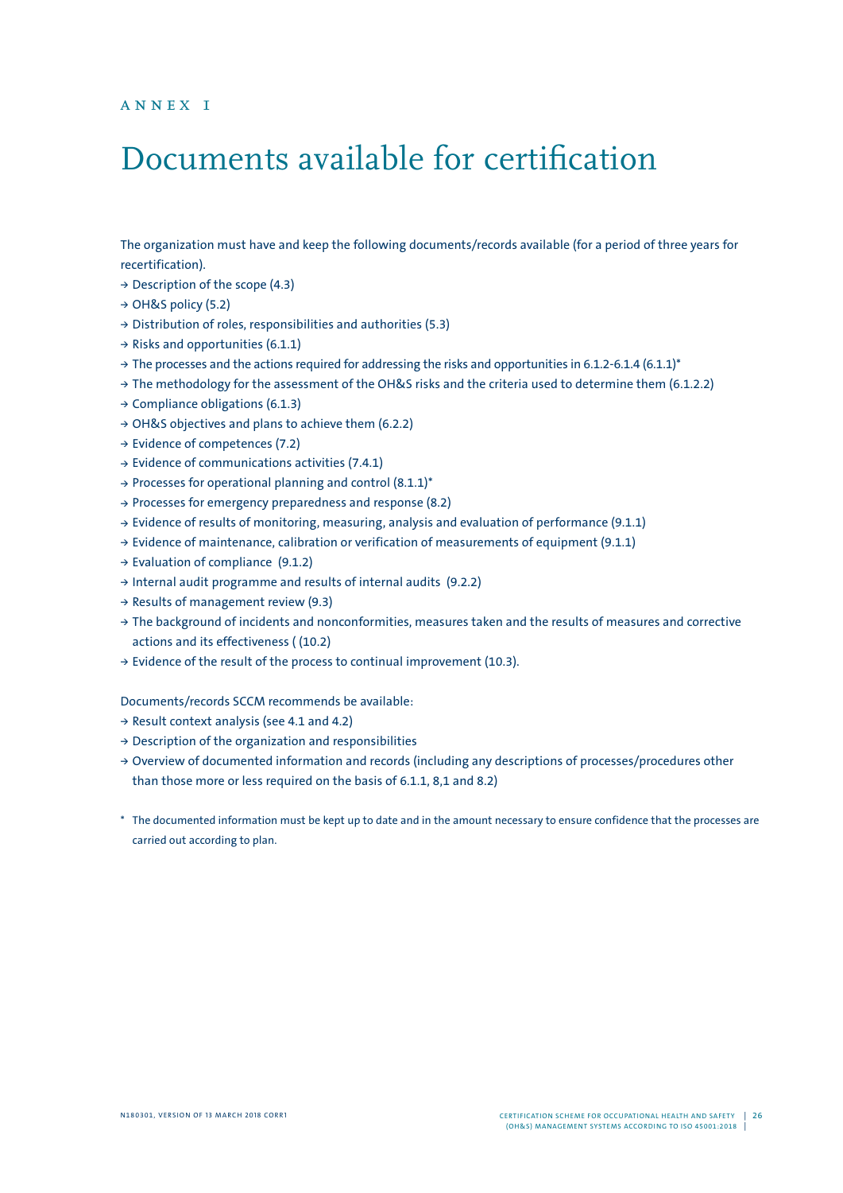ANNEX I

# Documents available for certification

The organization must have and keep the following documents/records available (for a period of three years for recertification).

- → Description of the scope (4.3)
- → OH&S policy (5.2)
- → Distribution of roles, responsibilities and authorities (5.3)
- → Risks and opportunities (6.1.1)
- → The processes and the actions required for addressing the risks and opportunities in 6.1.2-6.1.4 (6.1.1)*
- → The methodology for the assessment of the OH&S risks and the criteria used to determine them (6.1.2.2)
- → Compliance obligations (6.1.3)
- → OH&S objectives and plans to achieve them (6.2.2)
- → Evidence of competences (7.2)
- → Evidence of communications activities (7.4.1)
- → Processes for operational planning and control (8.1.1)*
- → Processes for emergency preparedness and response (8.2)
- → Evidence of results of monitoring, measuring, analysis and evaluation of performance (9.1.1)
- → Evidence of maintenance, calibration or verification of measurements of equipment (9.1.1)
- → Evaluation of compliance  (9.1.2)
- → Internal audit programme and results of internal audits  (9.2.2)
- → Results of management review (9.3)
- → The background of incidents and nonconformities, measures taken and the results of measures and corrective actions and its effectiveness ( (10.2)
- → Evidence of the result of the process to continual improvement (10.3).

Documents/records SCCM recommends be available:

- → Result context analysis (see 4.1 and 4.2)
- → Description of the organization and responsibilities
- → Overview of documented information and records (including any descriptions of processes/procedures other than those more or less required on the basis of 6.1.1, 8,1 and 8.2)

\* The documented information must be kept up to date and in the amount necessary to ensure confidence that the processes are carried out according to plan.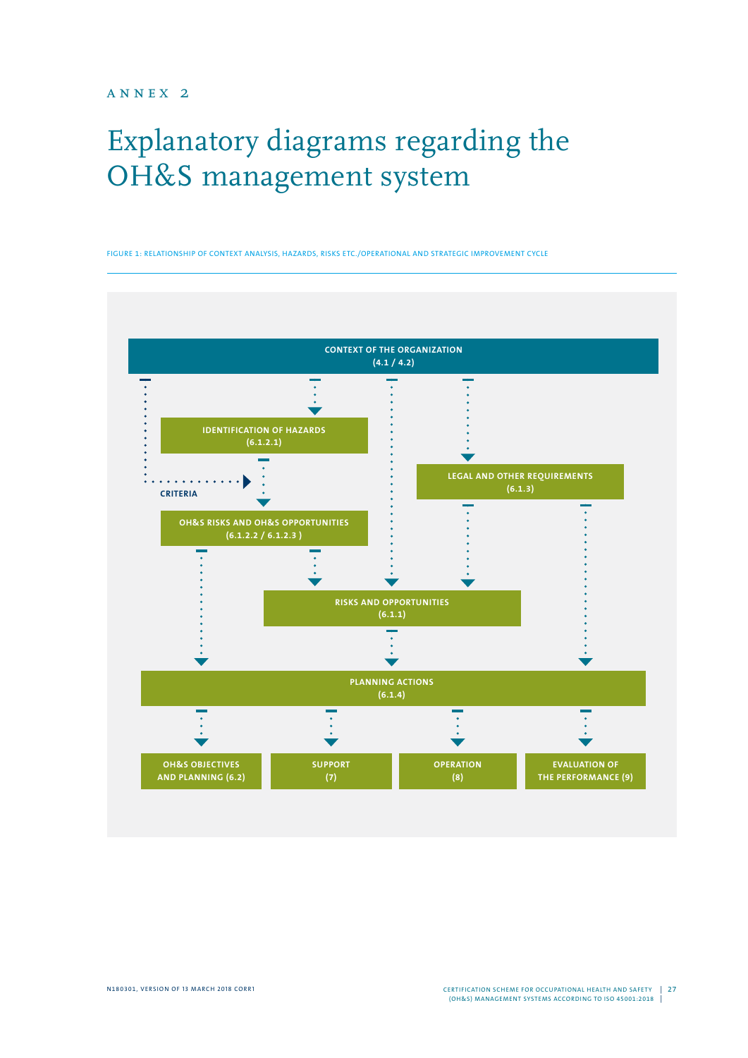ANNEX 2

# Explanatory diagrams regarding the OH&S management system

FIGURE 1: RELATIONSHIP OF CONTEXT ANALYSIS, HAZARDS, RISKS ETC./OPERATIONAL AND STRATEGIC IMPROVEMENT CYCLE

CONTEXT OF THE ORGANIZATION (4.1 / 4.2)

IDENTIFICATION OF HAZARDS (6.1.2.1)

CRITERIA

LEGAL AND OTHER REQUIREMENTS (6.1.3)

OH&S RISKS AND OH&S OPPORTUNITIES (6.1.2.2 / 6.1.2.3 )

RISKS AND OPPORTUNITIES (6.1.1)

PLANNING ACTIONS (6.1.4)

OH&S OBJECTIVES AND PLANNING (6.2)

SUPPORT (7)

OPERATION (8)

EVALUATION OF THE PERFORMANCE (9)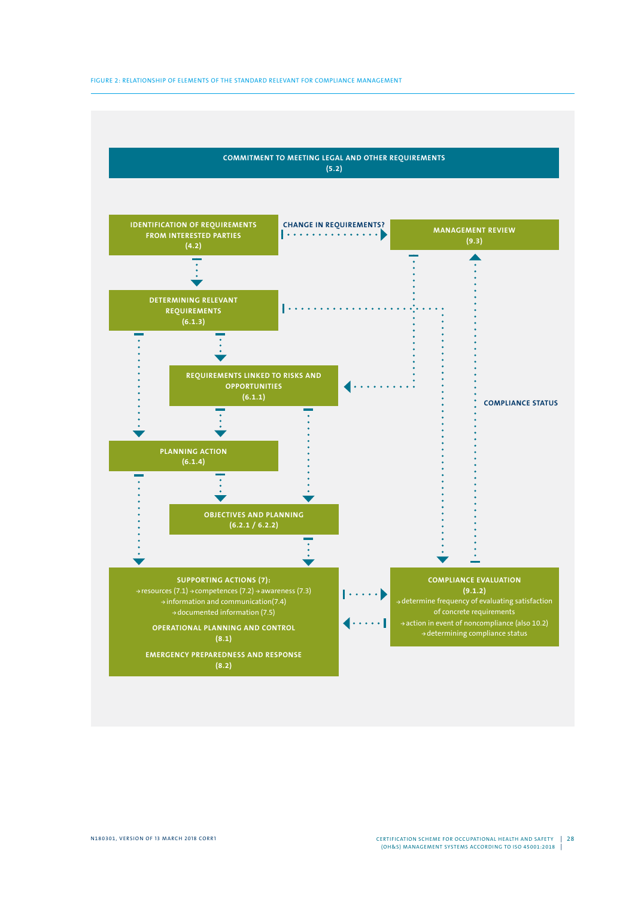FIGURE 2: RELATIONSHIP OF ELEMENTS OF THE STANDARD RELEVANT FOR COMPLIANCE MANAGEMENT

COMMITMENT TO MEETING LEGAL AND OTHER REQUIREMENTS
(5.2)

IDENTIFICATION OF REQUIREMENTS FROM INTERESTED PARTIES
(4.2)

CHANGE IN REQUIREMENTS?

MANAGEMENT REVIEW
(9.3)

DETERMINING RELEVANT REQUIREMENTS
(6.1.3)

REQUIREMENTS LINKED TO RISKS AND OPPORTUNITIES
(6.1.1)

COMPLIANCE STATUS

PLANNING ACTION
(6.1.4)

OBJECTIVES AND PLANNING
(6.2.1 / 6.2.2)

SUPPORTING ACTIONS (7):
→ resources (7.1) → competences (7.2) → awareness (7.3)
→ information and communication(7.4)
→ documented information (7.5)

OPERATIONAL PLANNING AND CONTROL
(8.1)

EMERGENCY PREPAREDNESS AND RESPONSE
(8.2)

COMPLIANCE EVALUATION
(9.1.2)
→ determine frequency of evaluating satisfaction of concrete requirements
→ action in event of noncompliance (also 10.2)
→ determining compliance status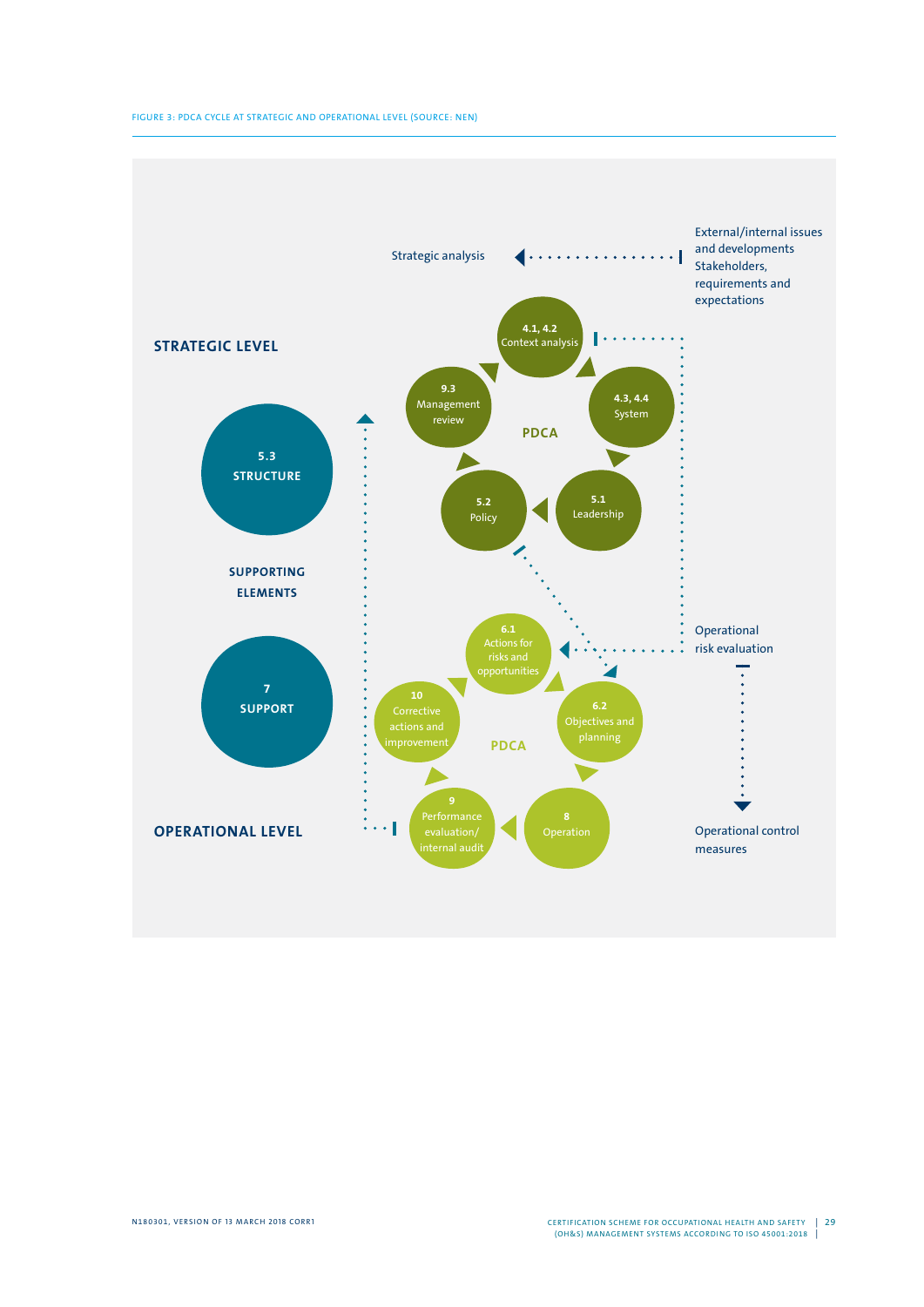FIGURE 3: PDCA CYCLE AT STRATEGIC AND OPERATIONAL LEVEL (SOURCE: NEN)

Strategic analysis

External/internal issues and developments
Stakeholders, requirements and expectations

STRATEGIC LEVEL

4.1, 4.2
Context analysis

9.3
Management review

4.3, 4.4
System

PDCA

5.2
Policy

5.1
Leadership

5.3
STRUCTURE

SUPPORTING ELEMENTS

7
SUPPORT

6.1
Actions for risks and opportunities

Operational risk evaluation

10
Corrective actions and improvement

6.2
Objectives and planning

PDCA

9
Performance evaluation/ internal audit

8
Operation

OPERATIONAL LEVEL

Operational control measures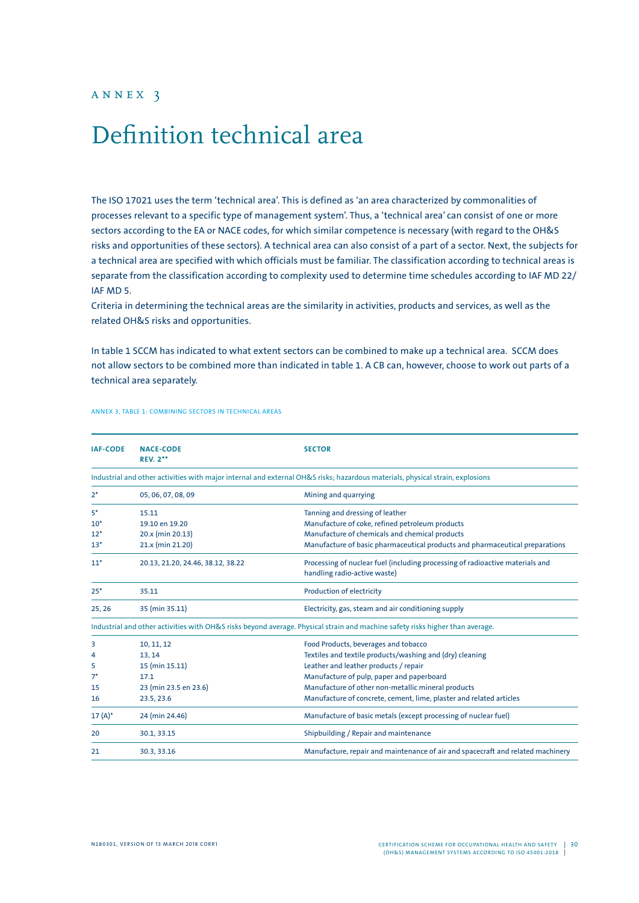# ANNEX 3

# Definition technical area

The ISO 17021 uses the term 'technical area'. This is defined as 'an area characterized by commonalities of processes relevant to a specific type of management system'. Thus, a 'technical area' can consist of one or more sectors according to the EA or NACE codes, for which similar competence is necessary (with regard to the OH&S risks and opportunities of these sectors). A technical area can also consist of a part of a sector. Next, the subjects for a technical area are specified with which officials must be familiar. The classification according to technical areas is separate from the classification according to complexity used to determine time schedules according to IAF MD 22/ IAF MD 5.

Criteria in determining the technical areas are the similarity in activities, products and services, as well as the related OH&S risks and opportunities.

In table 1 SCCM has indicated to what extent sectors can be combined to make up a technical area. SCCM does not allow sectors to be combined more than indicated in table 1. A CB can, however, choose to work out parts of a technical area separately.

ANNEX 3, TABLE 1: COMBINING SECTORS IN TECHNICAL AREAS

| IAF-CODE | NACE-CODE REV. 2** | SECTOR |
|---|---|---|
| Industrial and other activities with major internal and external OH&S risks; hazardous materials, physical strain, explosions | | |
| 2* | 05, 06, 07, 08, 09 | Mining and quarrying |
| 5* | 15.11 | Tanning and dressing of leather |
| 10* | 19.10 en 19.20 | Manufacture of coke, refined petroleum products |
| 12* | 20.x (min 20.13) | Manufacture of chemicals and chemical products |
| 13* | 21.x (min 21.20) | Manufacture of basic pharmaceutical products and pharmaceutical preparations |
| 11* | 20.13, 21.20, 24.46, 38.12, 38.22 | Processing of nuclear fuel (including processing of radioactive materials and handling radio-active waste) |
| 25* | 35.11 | Production of electricity |
| 25, 26 | 35 (min 35.11) | Electricity, gas, steam and air conditioning supply |
| Industrial and other activities with OH&S risks beyond average. Physical strain and machine safety risks higher than average. | | |
| 3 | 10, 11, 12 | Food Products, beverages and tobacco |
| 4 | 13, 14 | Textiles and textile products/washing and (dry) cleaning |
| 5 | 15 (min 15.11) | Leather and leather products / repair |
| 7* | 17.1 | Manufacture of pulp, paper and paperboard |
| 15 | 23 (min 23.5 en 23.6) | Manufacture of other non-metallic mineral products |
| 16 | 23.5, 23.6 | Manufacture of concrete, cement, lime, plaster and related articles |
| 17 (A)* | 24 (min 24.46) | Manufacture of basic metals (except processing of nuclear fuel) |
| 20 | 30.1, 33.15 | Shipbuilding / Repair and maintenance |
| 21 | 30.3, 33.16 | Manufacture, repair and maintenance of air and spacecraft and related machinery |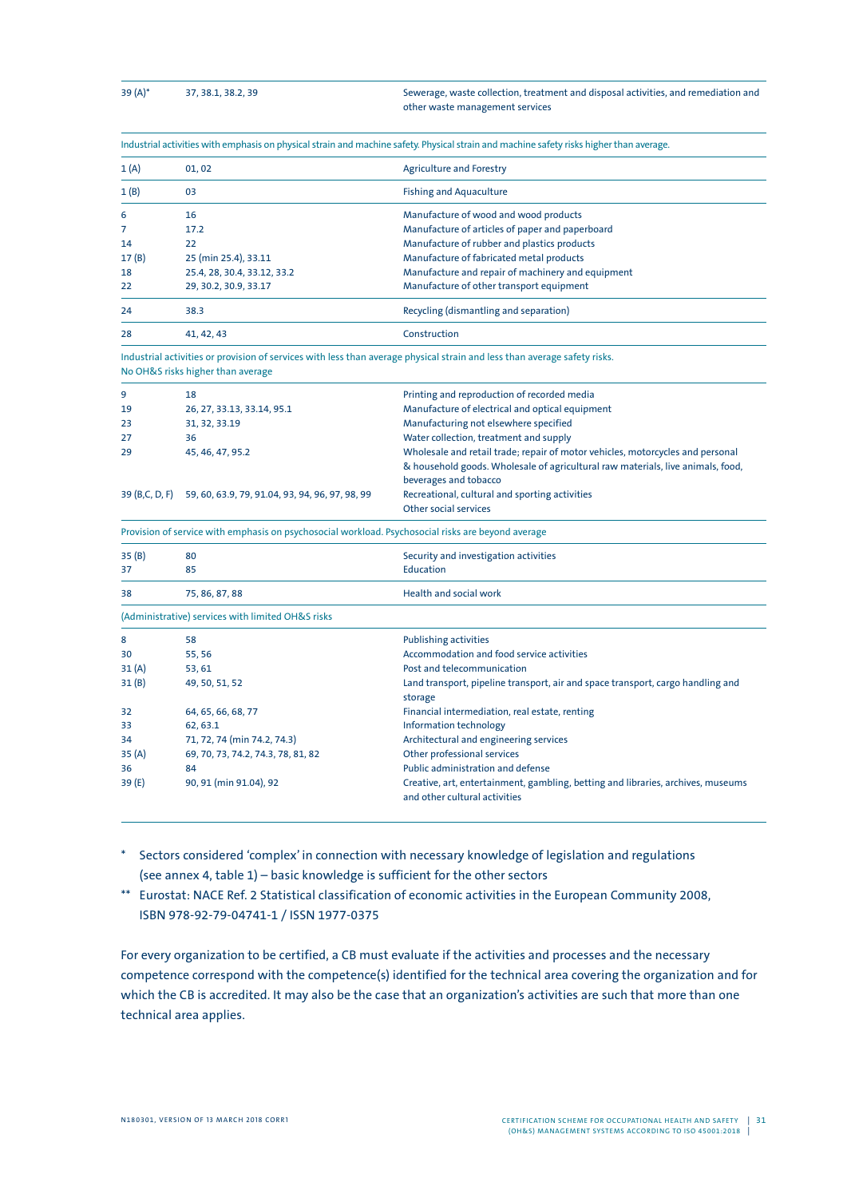| | | |
|---|---|---|
| 39 (A)* | 37, 38.1, 38.2, 39 | Sewerage, waste collection, treatment and disposal activities, and remediation and other waste management services |
| Industrial activities with emphasis on physical strain and machine safety. Physical strain and machine safety risks higher than average. | | |
| 1 (A) | 01, 02 | Agriculture and Forestry |
| 1 (B) | 03 | Fishing and Aquaculture |
| 6 | 16 | Manufacture of wood and wood products |
| 7 | 17.2 | Manufacture of articles of paper and paperboard |
| 14 | 22 | Manufacture of rubber and plastics products |
| 17 (B) | 25 (min 25.4), 33.11 | Manufacture of fabricated metal products |
| 18 | 25.4, 28, 30.4, 33.12, 33.2 | Manufacture and repair of machinery and equipment |
| 22 | 29, 30.2, 30.9, 33.17 | Manufacture of other transport equipment |
| 24 | 38.3 | Recycling (dismantling and separation) |
| 28 | 41, 42, 43 | Construction |
| Industrial activities or provision of services with less than average physical strain and less than average safety risks. No OH&S risks higher than average | | |
| 9 | 18 | Printing and reproduction of recorded media |
| 19 | 26, 27, 33.13, 33.14, 95.1 | Manufacture of electrical and optical equipment |
| 23 | 31, 32, 33.19 | Manufacturing not elsewhere specified |
| 27 | 36 | Water collection, treatment and supply |
| 29 | 45, 46, 47, 95.2 | Wholesale and retail trade; repair of motor vehicles, motorcycles and personal & household goods. Wholesale of agricultural raw materials, live animals, food, beverages and tobacco |
| 39 (B,C, D, F) | 59, 60, 63.9, 79, 91.04, 93, 94, 96, 97, 98, 99 | Recreational, cultural and sporting activities<br>Other social services |
| Provision of service with emphasis on psychosocial workload. Psychosocial risks are beyond average | | |
| 35 (B) | 80 | Security and investigation activities |
| 37 | 85 | Education |
| 38 | 75, 86, 87, 88 | Health and social work |
| (Administrative) services with limited OH&S risks | | |
| 8 | 58 | Publishing activities |
| 30 | 55, 56 | Accommodation and food service activities |
| 31 (A) | 53, 61 | Post and telecommunication |
| 31 (B) | 49, 50, 51, 52 | Land transport, pipeline transport, air and space transport, cargo handling and storage |
| 32 | 64, 65, 66, 68, 77 | Financial intermediation, real estate, renting |
| 33 | 62, 63.1 | Information technology |
| 34 | 71, 72, 74 (min 74.2, 74.3) | Architectural and engineering services |
| 35 (A) | 69, 70, 73, 74.2, 74.3, 78, 81, 82 | Other professional services |
| 36 | 84 | Public administration and defense |
| 39 (E) | 90, 91 (min 91.04), 92 | Creative, art, entertainment, gambling, betting and libraries, archives, museums and other cultural activities |

\* Sectors considered 'complex' in connection with necessary knowledge of legislation and regulations (see annex 4, table 1) – basic knowledge is sufficient for the other sectors

\*\* Eurostat: NACE Ref. 2 Statistical classification of economic activities in the European Community 2008, ISBN 978-92-79-04741-1 / ISSN 1977-0375

For every organization to be certified, a CB must evaluate if the activities and processes and the necessary competence correspond with the competence(s) identified for the technical area covering the organization and for which the CB is accredited. It may also be the case that an organization's activities are such that more than one technical area applies.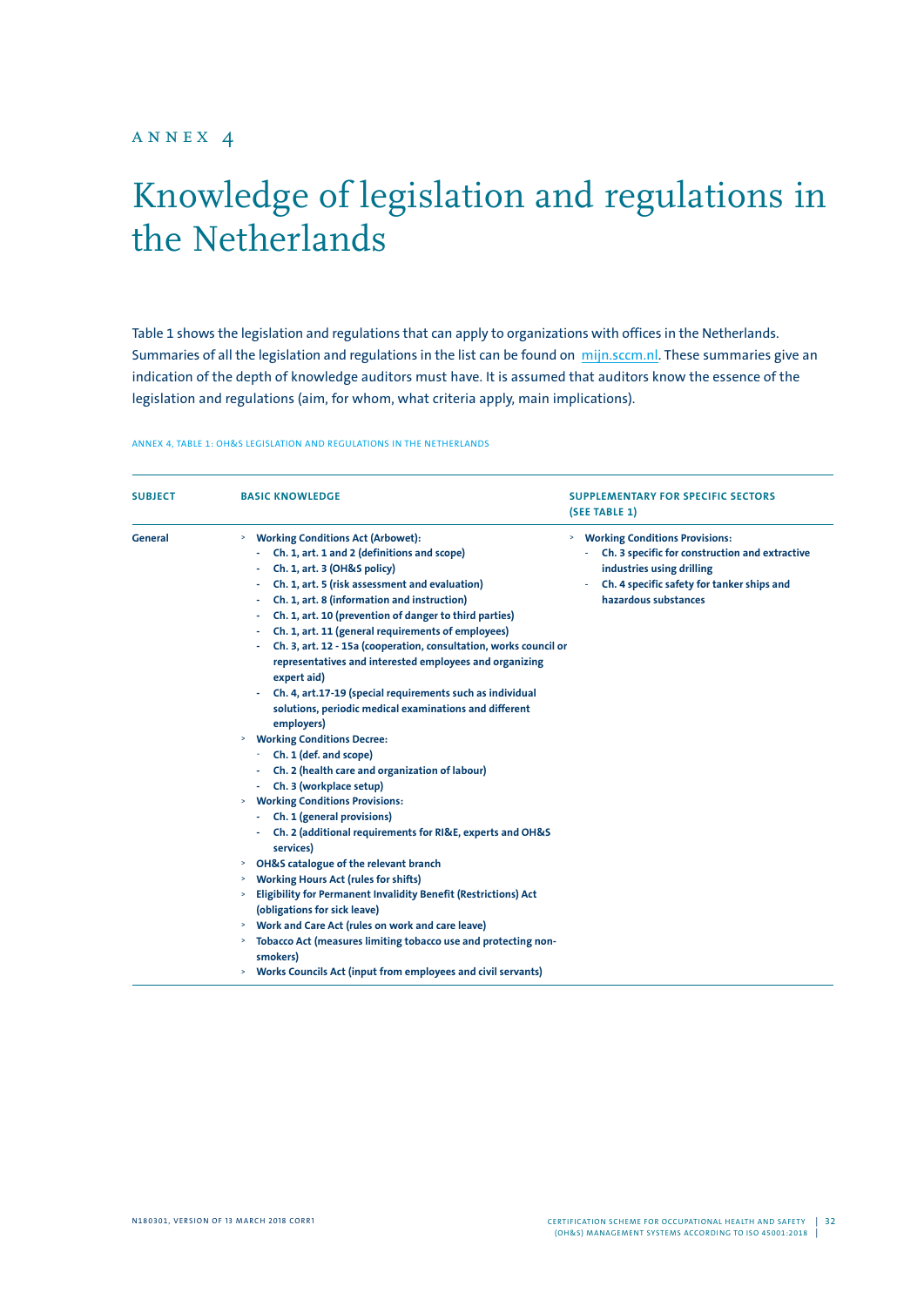ANNEX 4

# Knowledge of legislation and regulations in the Netherlands

Table 1 shows the legislation and regulations that can apply to organizations with offices in the Netherlands. Summaries of all the legislation and regulations in the list can be found on mijn.sccm.nl. These summaries give an indication of the depth of knowledge auditors must have. It is assumed that auditors know the essence of the legislation and regulations (aim, for whom, what criteria apply, main implications).

ANNEX 4, TABLE 1: OH&S LEGISLATION AND REGULATIONS IN THE NETHERLANDS

| SUBJECT | BASIC KNOWLEDGE | SUPPLEMENTARY FOR SPECIFIC SECTORS (SEE TABLE 1) |
|---|---|---|
| **General** | > **Working Conditions Act (Arbowet):**<br>- **Ch. 1, art. 1 and 2 (definitions and scope)**<br>- **Ch. 1, art. 3 (OH&S policy)**<br>- **Ch. 1, art. 5 (risk assessment and evaluation)**<br>- **Ch. 1, art. 8 (information and instruction)**<br>- **Ch. 1, art. 10 (prevention of danger to third parties)**<br>- **Ch. 1, art. 11 (general requirements of employees)**<br>- **Ch. 3, art. 12 - 15a (cooperation, consultation, works council or representatives and interested employees and organizing expert aid)**<br>- **Ch. 4, art.17-19 (special requirements such as individual solutions, periodic medical examinations and different employers)**<br>> **Working Conditions Decree:**<br>- **Ch. 1 (def. and scope)**<br>- **Ch. 2 (health care and organization of labour)**<br>- **Ch. 3 (workplace setup)**<br>> **Working Conditions Provisions:**<br>- **Ch. 1 (general provisions)**<br>- **Ch. 2 (additional requirements for RI&E, experts and OH&S services)**<br>> **OH&S catalogue of the relevant branch**<br>> **Working Hours Act (rules for shifts)**<br>> **Eligibility for Permanent Invalidity Benefit (Restrictions) Act (obligations for sick leave)**<br>> **Work and Care Act (rules on work and care leave)**<br>> **Tobacco Act (measures limiting tobacco use and protecting non-smokers)**<br>> **Works Councils Act (input from employees and civil servants)** | > **Working Conditions Provisions:**<br>- **Ch. 3 specific for construction and extractive industries using drilling**<br>- **Ch. 4 specific safety for tanker ships and hazardous substances** |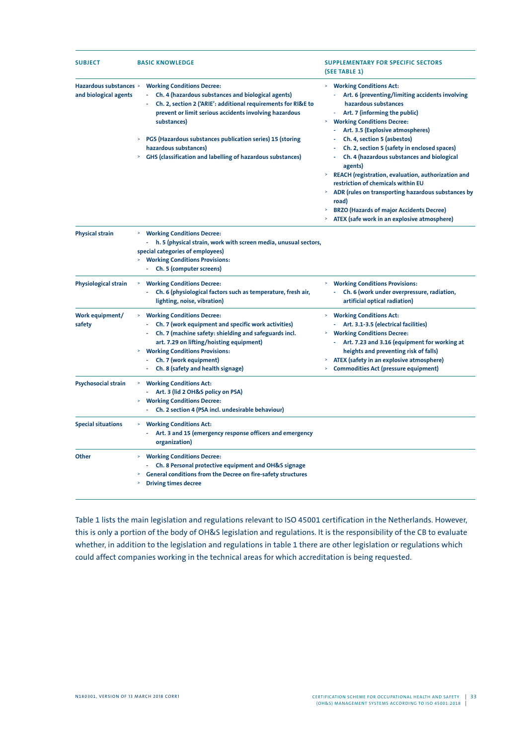| SUBJECT | BASIC KNOWLEDGE | SUPPLEMENTARY FOR SPECIFIC SECTORS (SEE TABLE 1) |
|---|---|---|
| Hazardous substances and biological agents | > **Working Conditions Decree:**<br>- Ch. 4 (hazardous substances and biological agents)<br>- Ch. 2, section 2 ('ARIE': additional requirements for RI&E to prevent or limit serious accidents involving hazardous substances)<br>> PGS (Hazardous substances publication series) 15 (storing hazardous substances)<br>> GHS (classification and labelling of hazardous substances) | > **Working Conditions Act:**<br>- Art. 6 (preventing/limiting accidents involving hazardous substances<br>- Art. 7 (informing the public)<br>> **Working Conditions Decree:**<br>- Art. 3.5 (Explosive atmospheres)<br>- Ch. 4, section 5 (asbestos)<br>- Ch. 2, section 5 (safety in enclosed spaces)<br>- Ch. 4 (hazardous substances and biological agents)<br>> REACH (registration, evaluation, authorization and restriction of chemicals within EU<br>> ADR (rules on transporting hazardous substances by road)<br>> BRZO (Hazards of major Accidents Decree)<br>> ATEX (safe work in an explosive atmosphere) |
| Physical strain | > **Working Conditions Decree:**<br>- h. 5 (physical strain, work with screen media, unusual sectors, special categories of employees)<br>> **Working Conditions Provisions:**<br>- Ch. 5 (computer screens) | |
| Physiological strain | > **Working Conditions Decree:**<br>- Ch. 6 (physiological factors such as temperature, fresh air, lighting, noise, vibration) | > **Working Conditions Provisions:**<br>- Ch. 6 (work under overpressure, radiation, artificial optical radiation) |
| Work equipment/ safety | > **Working Conditions Decree:**<br>- Ch. 7 (work equipment and specific work activities)<br>- Ch. 7 (machine safety: shielding and safeguards incl. art. 7.29 on lifting/hoisting equipment)<br>> **Working Conditions Provisions:**<br>- Ch. 7 (work equipment)<br>- Ch. 8 (safety and health signage) | > **Working Conditions Act:**<br>- Art. 3.1-3.5 (electrical facilities)<br>> **Working Conditions Decree:**<br>- Art. 7.23 and 3.16 (equipment for working at heights and preventing risk of falls)<br>> ATEX (safety in an explosive atmosphere)<br>> Commodities Act (pressure equipment) |
| Psychosocial strain | > **Working Conditions Act:**<br>- Art. 3 (lid 2 OH&S policy on PSA)<br>> **Working Conditions Decree:**<br>- Ch. 2 section 4 (PSA incl. undesirable behaviour) | |
| Special situations | > **Working Conditions Act:**<br>- Art. 3 and 15 (emergency response officers and emergency organization) | |
| Other | > **Working Conditions Decree:**<br>- Ch. 8 Personal protective equipment and OH&S signage<br>> General conditions from the Decree on fire-safety structures<br>> Driving times decree | |

Table 1 lists the main legislation and regulations relevant to ISO 45001 certification in the Netherlands. However, this is only a portion of the body of OH&S legislation and regulations. It is the responsibility of the CB to evaluate whether, in addition to the legislation and regulations in table 1 there are other legislation or regulations which could affect companies working in the technical areas for which accreditation is being requested.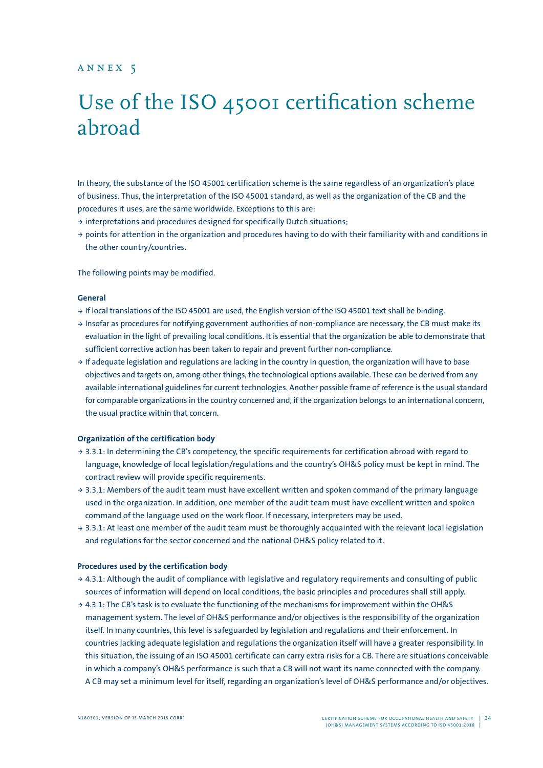ANNEX 5

# Use of the ISO 45001 certification scheme abroad

In theory, the substance of the ISO 45001 certification scheme is the same regardless of an organization's place of business. Thus, the interpretation of the ISO 45001 standard, as well as the organization of the CB and the procedures it uses, are the same worldwide. Exceptions to this are:

- → interpretations and procedures designed for specifically Dutch situations;
- → points for attention in the organization and procedures having to do with their familiarity with and conditions in the other country/countries.

The following points may be modified.

**General**

- → If local translations of the ISO 45001 are used, the English version of the ISO 45001 text shall be binding.
- → Insofar as procedures for notifying government authorities of non-compliance are necessary, the CB must make its evaluation in the light of prevailing local conditions. It is essential that the organization be able to demonstrate that sufficient corrective action has been taken to repair and prevent further non-compliance.
- → If adequate legislation and regulations are lacking in the country in question, the organization will have to base objectives and targets on, among other things, the technological options available. These can be derived from any available international guidelines for current technologies. Another possible frame of reference is the usual standard for comparable organizations in the country concerned and, if the organization belongs to an international concern, the usual practice within that concern.

**Organization of the certification body**

- → 3.3.1: In determining the CB's competency, the specific requirements for certification abroad with regard to language, knowledge of local legislation/regulations and the country's OH&S policy must be kept in mind. The contract review will provide specific requirements.
- → 3.3.1: Members of the audit team must have excellent written and spoken command of the primary language used in the organization. In addition, one member of the audit team must have excellent written and spoken command of the language used on the work floor. If necessary, interpreters may be used.
- → 3.3.1: At least one member of the audit team must be thoroughly acquainted with the relevant local legislation and regulations for the sector concerned and the national OH&S policy related to it.

**Procedures used by the certification body**

- → 4.3.1: Although the audit of compliance with legislative and regulatory requirements and consulting of public sources of information will depend on local conditions, the basic principles and procedures shall still apply.
- → 4.3.1: The CB's task is to evaluate the functioning of the mechanisms for improvement within the OH&S management system. The level of OH&S performance and/or objectives is the responsibility of the organization itself. In many countries, this level is safeguarded by legislation and regulations and their enforcement. In countries lacking adequate legislation and regulations the organization itself will have a greater responsibility. In this situation, the issuing of an ISO 45001 certificate can carry extra risks for a CB. There are situations conceivable in which a company's OH&S performance is such that a CB will not want its name connected with the company. A CB may set a minimum level for itself, regarding an organization's level of OH&S performance and/or objectives.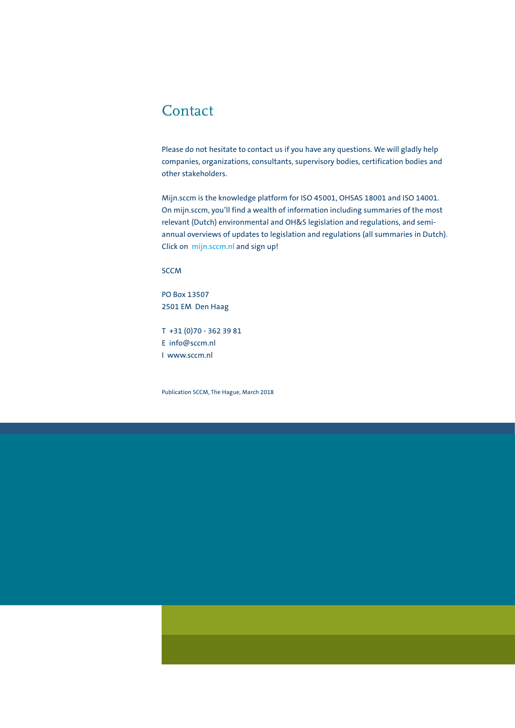# Contact

Please do not hesitate to contact us if you have any questions. We will gladly help companies, organizations, consultants, supervisory bodies, certification bodies and other stakeholders.

Mijn.sccm is the knowledge platform for ISO 45001, OHSAS 18001 and ISO 14001. On mijn.sccm, you'll find a wealth of information including summaries of the most relevant (Dutch) environmental and OH&S legislation and regulations, and semi-annual overviews of updates to legislation and regulations (all summaries in Dutch). Click on mijn.sccm.nl and sign up!

SCCM

PO Box 13507  
2501 EM Den Haag

T +31 (0)70 - 362 39 81  
E info@sccm.nl  
I www.sccm.nl

Publication SCCM, The Hague, March 2018